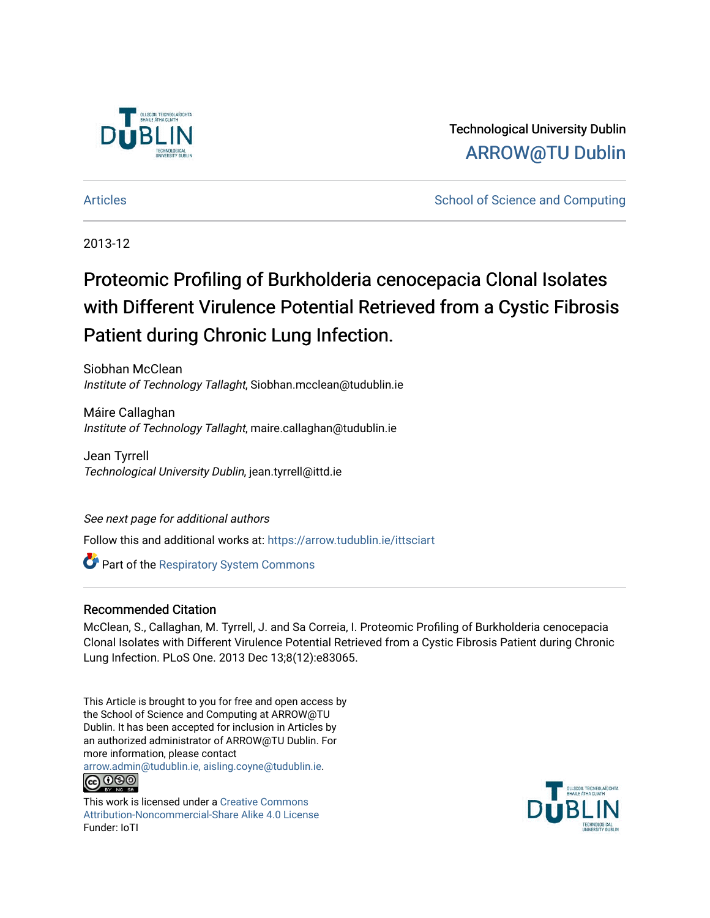Technological University Dublin

ARROW@TU Dublin

Articles

School of Science and Computing

2013-12

# Proteomic Profiling of Burkholderia cenocepacia Clonal Isolates with Different Virulence Potential Retrieved from a Cystic Fibrosis Patient during Chronic Lung Infection.

Siobhan McClean

*Institute of Technology Tallaght*, Siobhan.mcclean@tudublin.ie

Máire Callaghan

*Institute of Technology Tallaght*, maire.callaghan@tudublin.ie

Jean Tyrrell

*Technological University Dublin*, jean.tyrrell@ittd.ie

*See next page for additional authors*

Follow this and additional works at: https://arrow.tudublin.ie/ittsciart

Part of the Respiratory System Commons

## Recommended Citation

McClean, S., Callaghan, M. Tyrrell, J. and Sa Correia, I. Proteomic Profiling of Burkholderia cenocepacia Clonal Isolates with Different Virulence Potential Retrieved from a Cystic Fibrosis Patient during Chronic Lung Infection. PLoS One. 2013 Dec 13;8(12):e83065.

This Article is brought to you for free and open access by the School of Science and Computing at ARROW@TU Dublin. It has been accepted for inclusion in Articles by an authorized administrator of ARROW@TU Dublin. For more information, please contact arrow.admin@tudublin.ie, aisling.coyne@tudublin.ie.

This work is licensed under a Creative Commons Attribution-Noncommercial-Share Alike 4.0 License

Funder: IoTI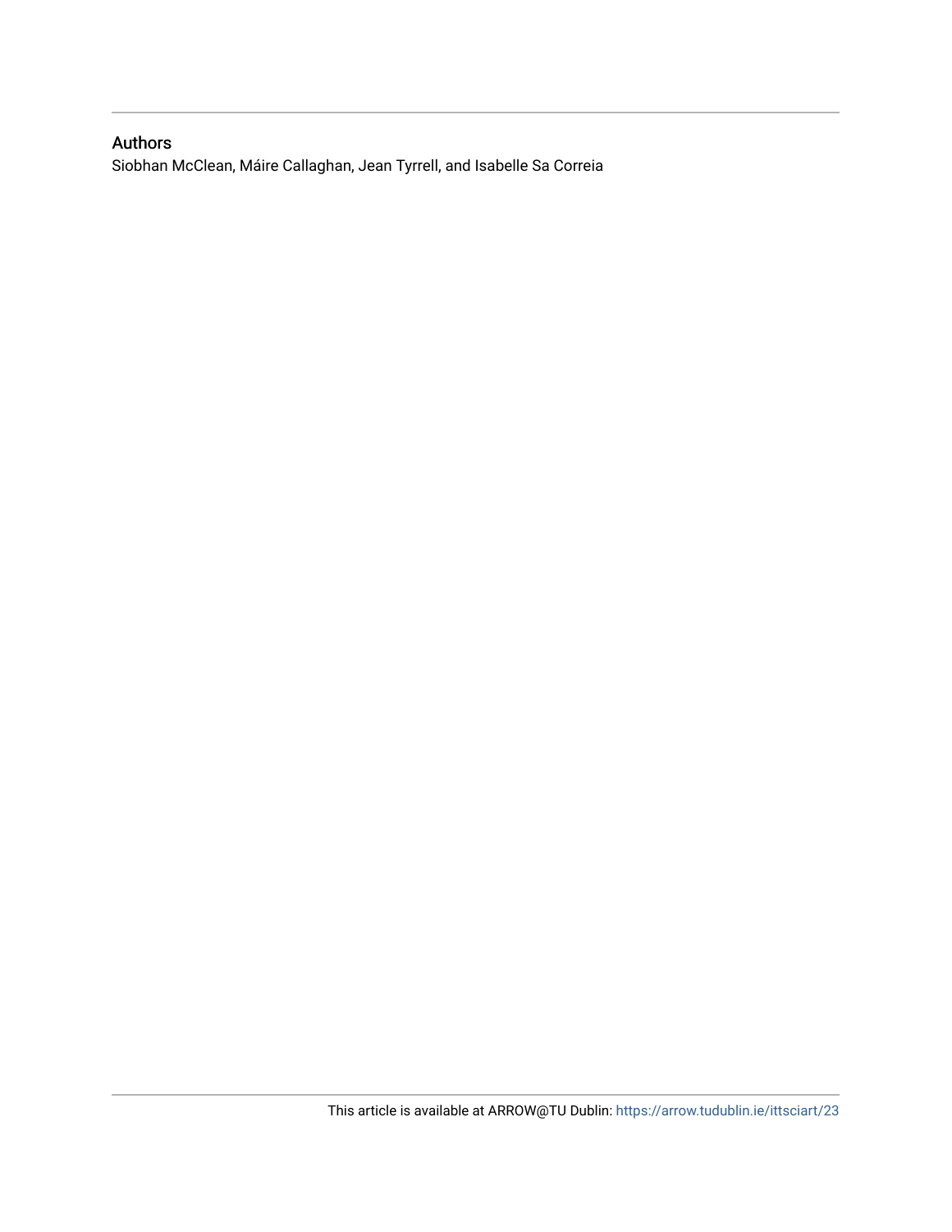## Authors

Siobhan McClean, Máire Callaghan, Jean Tyrrell, and Isabelle Sa Correia

This article is available at ARROW@TU Dublin: https://arrow.tudublin.ie/ittsciart/23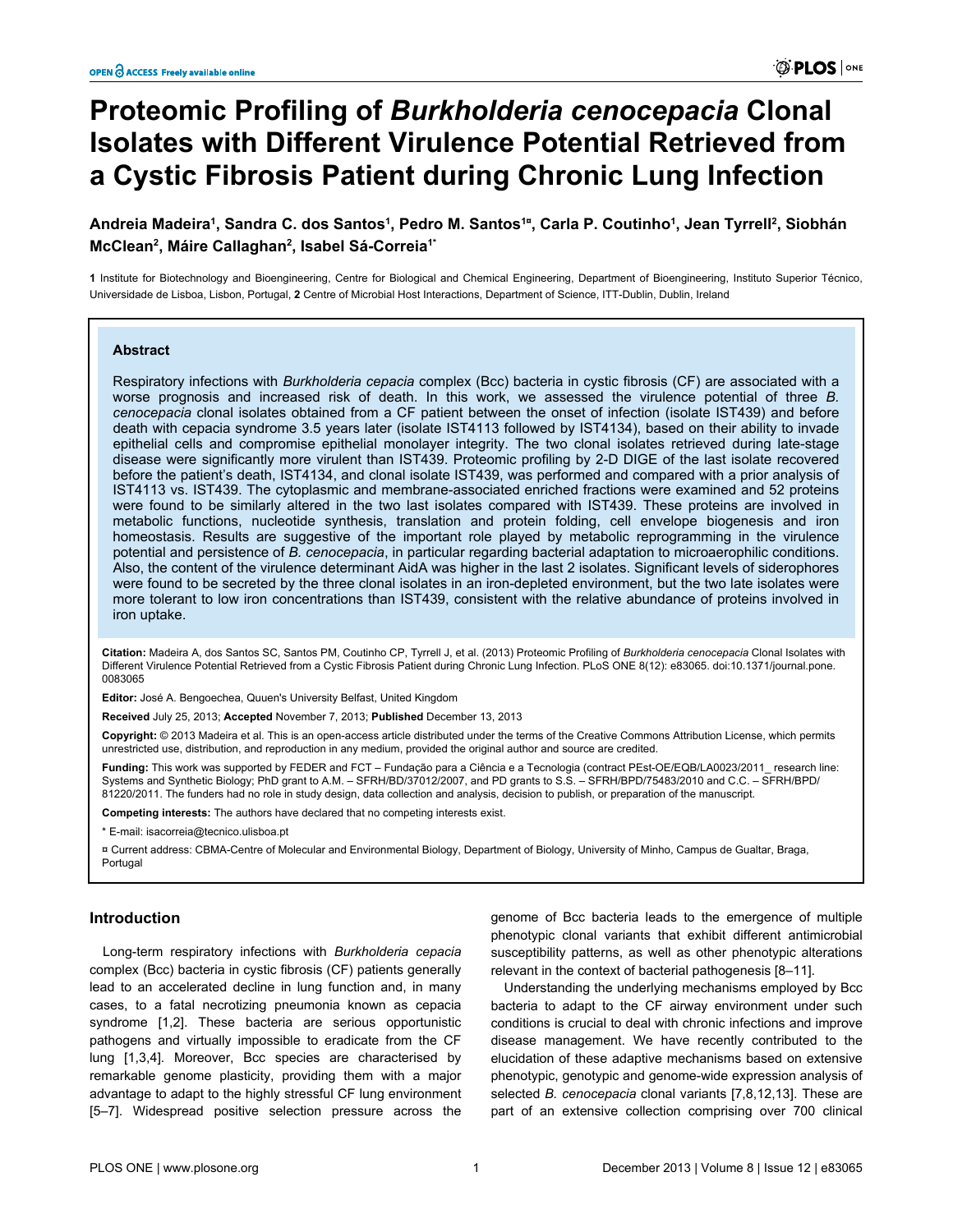# Proteomic Profiling of *Burkholderia cenocepacia* Clonal Isolates with Different Virulence Potential Retrieved from a Cystic Fibrosis Patient during Chronic Lung Infection

**Andreia Madeira[1], Sandra C. dos Santos[1], Pedro M. Santos[1¤], Carla P. Coutinho[1], Jean Tyrrell[2], Siobhán McClean[2], Máire Callaghan[2], Isabel Sá-Correia[1*]**

**1** Institute for Biotechnology and Bioengineering, Centre for Biological and Chemical Engineering, Department of Bioengineering, Instituto Superior Técnico, Universidade de Lisboa, Lisbon, Portugal, **2** Centre of Microbial Host Interactions, Department of Science, ITT-Dublin, Dublin, Ireland

## Abstract

Respiratory infections with *Burkholderia cepacia* complex (Bcc) bacteria in cystic fibrosis (CF) are associated with a worse prognosis and increased risk of death. In this work, we assessed the virulence potential of three *B. cenocepacia* clonal isolates obtained from a CF patient between the onset of infection (isolate IST439) and before death with cepacia syndrome 3.5 years later (isolate IST4113 followed by IST4134), based on their ability to invade epithelial cells and compromise epithelial monolayer integrity. The two clonal isolates retrieved during late-stage disease were significantly more virulent than IST439. Proteomic profiling by 2-D DIGE of the last isolate recovered before the patient's death, IST4134, and clonal isolate IST439, was performed and compared with a prior analysis of IST4113 vs. IST439. The cytoplasmic and membrane-associated enriched fractions were examined and 52 proteins were found to be similarly altered in the two last isolates compared with IST439. These proteins are involved in metabolic functions, nucleotide synthesis, translation and protein folding, cell envelope biogenesis and iron homeostasis. Results are suggestive of the important role played by metabolic reprogramming in the virulence potential and persistence of *B. cenocepacia*, in particular regarding bacterial adaptation to microaerophilic conditions. Also, the content of the virulence determinant AidA was higher in the last 2 isolates. Significant levels of siderophores were found to be secreted by the three clonal isolates in an iron-depleted environment, but the two late isolates were more tolerant to low iron concentrations than IST439, consistent with the relative abundance of proteins involved in iron uptake.

**Citation:** Madeira A, dos Santos SC, Santos PM, Coutinho CP, Tyrrell J, et al. (2013) Proteomic Profiling of *Burkholderia cenocepacia* Clonal Isolates with Different Virulence Potential Retrieved from a Cystic Fibrosis Patient during Chronic Lung Infection. PLoS ONE 8(12): e83065. doi:10.1371/journal.pone.0083065

**Editor:** José A. Bengoechea, Quuen's University Belfast, United Kingdom

**Received** July 25, 2013; **Accepted** November 7, 2013; **Published** December 13, 2013

**Copyright:** © 2013 Madeira et al. This is an open-access article distributed under the terms of the Creative Commons Attribution License, which permits unrestricted use, distribution, and reproduction in any medium, provided the original author and source are credited.

**Funding:** This work was supported by FEDER and FCT – Fundação para a Ciência e a Tecnologia (contract PEst-OE/EQB/LA0023/2011_ research line: Systems and Synthetic Biology; PhD grant to A.M. – SFRH/BD/37012/2007, and PD grants to S.S. – SFRH/BPD/75483/2010 and C.C. – SFRH/BPD/81220/2011. The funders had no role in study design, data collection and analysis, decision to publish, or preparation of the manuscript.

**Competing interests:** The authors have declared that no competing interests exist.

* E-mail: isacorreia@tecnico.ulisboa.pt

¤ Current address: CBMA-Centre of Molecular and Environmental Biology, Department of Biology, University of Minho, Campus de Gualtar, Braga, Portugal

## Introduction

Long-term respiratory infections with *Burkholderia cepacia* complex (Bcc) bacteria in cystic fibrosis (CF) patients generally lead to an accelerated decline in lung function and, in many cases, to a fatal necrotizing pneumonia known as cepacia syndrome [1,2]. These bacteria are serious opportunistic pathogens and virtually impossible to eradicate from the CF lung [1,3,4]. Moreover, Bcc species are characterised by remarkable genome plasticity, providing them with a major advantage to adapt to the highly stressful CF lung environment [5–7]. Widespread positive selection pressure across the genome of Bcc bacteria leads to the emergence of multiple phenotypic clonal variants that exhibit different antimicrobial susceptibility patterns, as well as other phenotypic alterations relevant in the context of bacterial pathogenesis [8–11].

Understanding the underlying mechanisms employed by Bcc bacteria to adapt to the CF airway environment under such conditions is crucial to deal with chronic infections and improve disease management. We have recently contributed to the elucidation of these adaptive mechanisms based on extensive phenotypic, genotypic and genome-wide expression analysis of selected *B. cenocepacia* clonal variants [7,8,12,13]. These are part of an extensive collection comprising over 700 clinical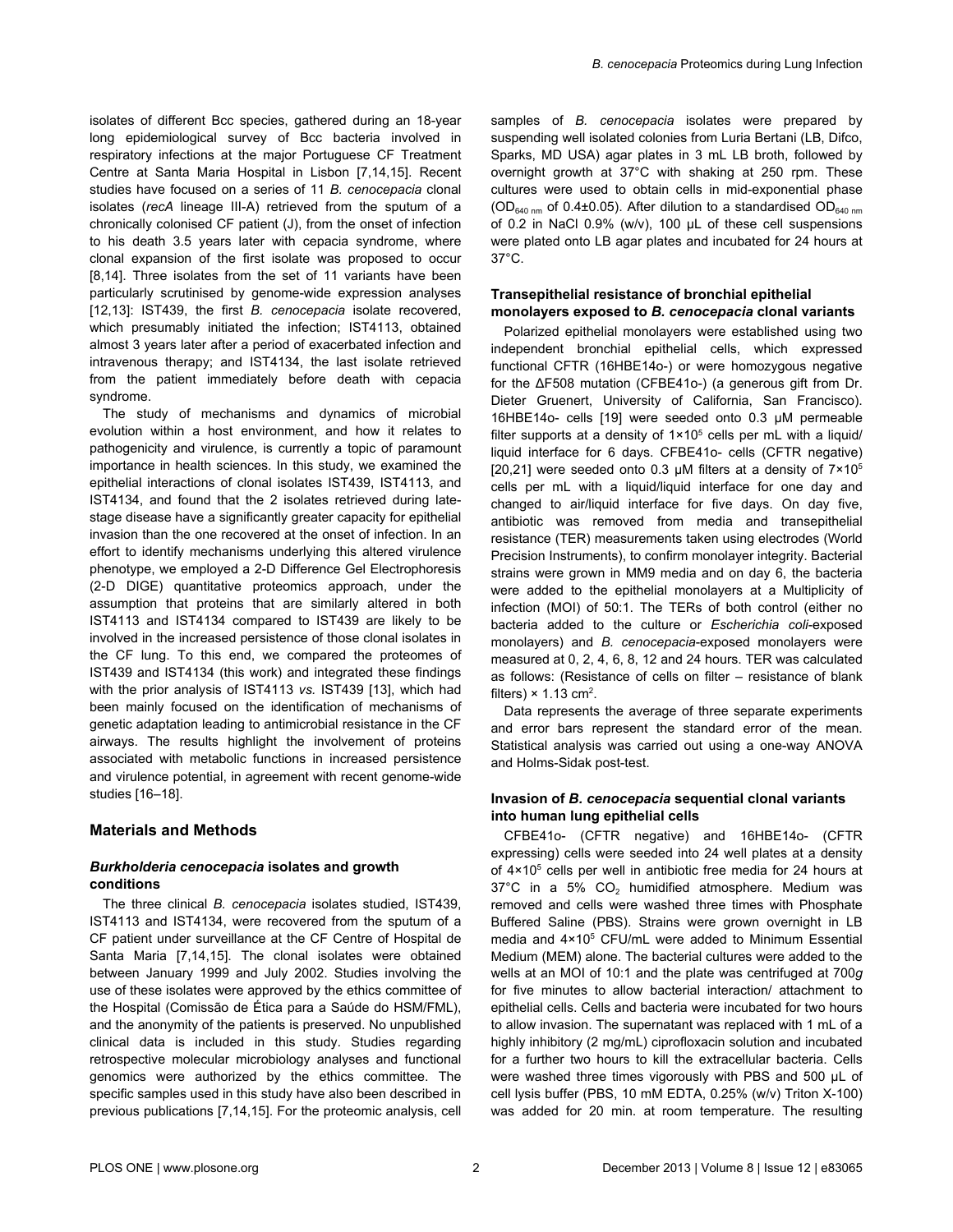isolates of different Bcc species, gathered during an 18-year long epidemiological survey of Bcc bacteria involved in respiratory infections at the major Portuguese CF Treatment Centre at Santa Maria Hospital in Lisbon [7,14,15]. Recent studies have focused on a series of 11 *B. cenocepacia* clonal isolates (*recA* lineage III-A) retrieved from the sputum of a chronically colonised CF patient (J), from the onset of infection to his death 3.5 years later with cepacia syndrome, where clonal expansion of the first isolate was proposed to occur [8,14]. Three isolates from the set of 11 variants have been particularly scrutinised by genome-wide expression analyses [12,13]: IST439, the first *B. cenocepacia* isolate recovered, which presumably initiated the infection; IST4113, obtained almost 3 years later after a period of exacerbated infection and intravenous therapy; and IST4134, the last isolate retrieved from the patient immediately before death with cepacia syndrome.

The study of mechanisms and dynamics of microbial evolution within a host environment, and how it relates to pathogenicity and virulence, is currently a topic of paramount importance in health sciences. In this study, we examined the epithelial interactions of clonal isolates IST439, IST4113, and IST4134, and found that the 2 isolates retrieved during late-stage disease have a significantly greater capacity for epithelial invasion than the one recovered at the onset of infection. In an effort to identify mechanisms underlying this altered virulence phenotype, we employed a 2-D Difference Gel Electrophoresis (2-D DIGE) quantitative proteomics approach, under the assumption that proteins that are similarly altered in both IST4113 and IST4134 compared to IST439 are likely to be involved in the increased persistence of those clonal isolates in the CF lung. To this end, we compared the proteomes of IST439 and IST4134 (this work) and integrated these findings with the prior analysis of IST4113 *vs.* IST439 [13], which had been mainly focused on the identification of mechanisms of genetic adaptation leading to antimicrobial resistance in the CF airways. The results highlight the involvement of proteins associated with metabolic functions in increased persistence and virulence potential, in agreement with recent genome-wide studies [16–18].

## Materials and Methods

### *Burkholderia cenocepacia* isolates and growth conditions

The three clinical *B. cenocepacia* isolates studied, IST439, IST4113 and IST4134, were recovered from the sputum of a CF patient under surveillance at the CF Centre of Hospital de Santa Maria [7,14,15]. The clonal isolates were obtained between January 1999 and July 2002. Studies involving the use of these isolates were approved by the ethics committee of the Hospital (Comissão de Ética para a Saúde do HSM/FML), and the anonymity of the patients is preserved. No unpublished clinical data is included in this study. Studies regarding retrospective molecular microbiology analyses and functional genomics were authorized by the ethics committee. The specific samples used in this study have also been described in previous publications [7,14,15]. For the proteomic analysis, cell samples of *B. cenocepacia* isolates were prepared by suspending well isolated colonies from Luria Bertani (LB, Difco, Sparks, MD USA) agar plates in 3 mL LB broth, followed by overnight growth at 37°C with shaking at 250 rpm. These cultures were used to obtain cells in mid-exponential phase ($OD_{640\ nm}$ of 0.4±0.05). After dilution to a standardised $OD_{640\ nm}$ of 0.2 in NaCl 0.9% (w/v), 100 µL of these cell suspensions were plated onto LB agar plates and incubated for 24 hours at 37°C.

### Transepithelial resistance of bronchial epithelial monolayers exposed to *B. cenocepacia* clonal variants

Polarized epithelial monolayers were established using two independent bronchial epithelial cells, which expressed functional CFTR (16HBE14o-) or were homozygous negative for the ΔF508 mutation (CFBE41o-) (a generous gift from Dr. Dieter Gruenert, University of California, San Francisco). 16HBE14o- cells [19] were seeded onto 0.3 µM permeable filter supports at a density of $1×10^5$ cells per mL with a liquid/liquid interface for 6 days. CFBE41o- cells (CFTR negative) [20,21] were seeded onto 0.3 µM filters at a density of $7×10^5$ cells per mL with a liquid/liquid interface for one day and changed to air/liquid interface for five days. On day five, antibiotic was removed from media and transepithelial resistance (TER) measurements taken using electrodes (World Precision Instruments), to confirm monolayer integrity. Bacterial strains were grown in MM9 media and on day 6, the bacteria were added to the epithelial monolayers at a Multiplicity of infection (MOI) of 50:1. The TERs of both control (either no bacteria added to the culture or *Escherichia coli*-exposed monolayers) and *B. cenocepacia*-exposed monolayers were measured at 0, 2, 4, 6, 8, 12 and 24 hours. TER was calculated as follows: (Resistance of cells on filter – resistance of blank filters) × 1.13 $cm^2$.

Data represents the average of three separate experiments and error bars represent the standard error of the mean. Statistical analysis was carried out using a one-way ANOVA and Holms-Sidak post-test.

### Invasion of *B. cenocepacia* sequential clonal variants into human lung epithelial cells

CFBE41o- (CFTR negative) and 16HBE14o- (CFTR expressing) cells were seeded into 24 well plates at a density of $4×10^5$ cells per well in antibiotic free media for 24 hours at 37°C in a 5% $CO_2$ humidified atmosphere. Medium was removed and cells were washed three times with Phosphate Buffered Saline (PBS). Strains were grown overnight in LB media and $4×10^5$ CFU/mL were added to Minimum Essential Medium (MEM) alone. The bacterial cultures were added to the wells at an MOI of 10:1 and the plate was centrifuged at 700*g* for five minutes to allow bacterial interaction/ attachment to epithelial cells. Cells and bacteria were incubated for two hours to allow invasion. The supernatant was replaced with 1 mL of a highly inhibitory (2 mg/mL) ciprofloxacin solution and incubated for a further two hours to kill the extracellular bacteria. Cells were washed three times vigorously with PBS and 500 µL of cell lysis buffer (PBS, 10 mM EDTA, 0.25% (w/v) Triton X-100) was added for 20 min. at room temperature. The resulting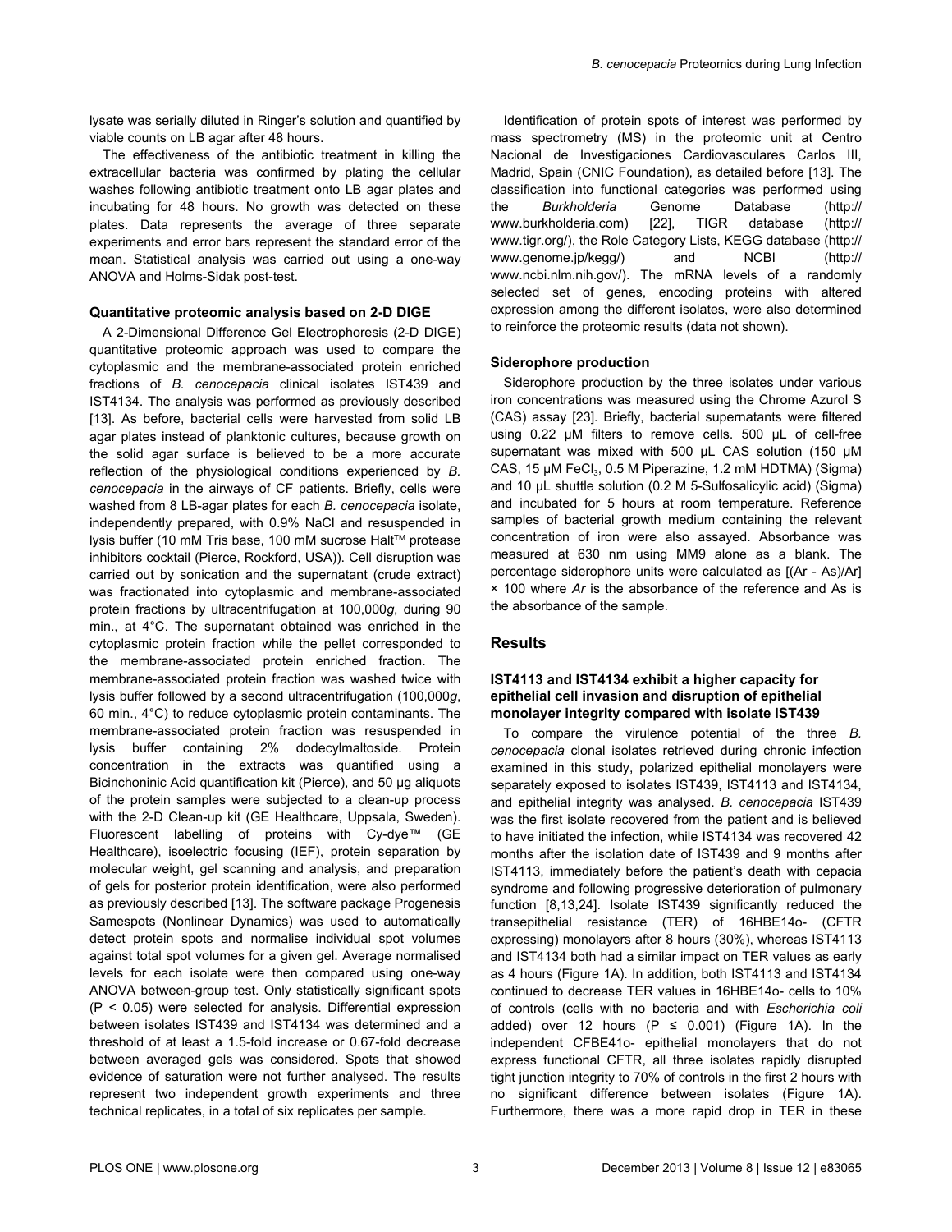lysate was serially diluted in Ringer's solution and quantified by viable counts on LB agar after 48 hours.

The effectiveness of the antibiotic treatment in killing the extracellular bacteria was confirmed by plating the cellular washes following antibiotic treatment onto LB agar plates and incubating for 48 hours. No growth was detected on these plates. Data represents the average of three separate experiments and error bars represent the standard error of the mean. Statistical analysis was carried out using a one-way ANOVA and Holms-Sidak post-test.

### Quantitative proteomic analysis based on 2-D DIGE

A 2-Dimensional Difference Gel Electrophoresis (2-D DIGE) quantitative proteomic approach was used to compare the cytoplasmic and the membrane-associated protein enriched fractions of *B. cenocepacia* clinical isolates IST439 and IST4134. The analysis was performed as previously described [13]. As before, bacterial cells were harvested from solid LB agar plates instead of planktonic cultures, because growth on the solid agar surface is believed to be a more accurate reflection of the physiological conditions experienced by *B. cenocepacia* in the airways of CF patients. Briefly, cells were washed from 8 LB-agar plates for each *B. cenocepacia* isolate, independently prepared, with 0.9% NaCl and resuspended in lysis buffer (10 mM Tris base, 100 mM sucrose Halt™ protease inhibitors cocktail (Pierce, Rockford, USA)). Cell disruption was carried out by sonication and the supernatant (crude extract) was fractionated into cytoplasmic and membrane-associated protein fractions by ultracentrifugation at 100,000*g*, during 90 min., at 4°C. The supernatant obtained was enriched in the cytoplasmic protein fraction while the pellet corresponded to the membrane-associated protein enriched fraction. The membrane-associated protein fraction was washed twice with lysis buffer followed by a second ultracentrifugation (100,000*g*, 60 min., 4°C) to reduce cytoplasmic protein contaminants. The membrane-associated protein fraction was resuspended in lysis buffer containing 2% dodecylmaltoside. Protein concentration in the extracts was quantified using a Bicinchoninic Acid quantification kit (Pierce), and 50 µg aliquots of the protein samples were subjected to a clean-up process with the 2-D Clean-up kit (GE Healthcare, Uppsala, Sweden). Fluorescent labelling of proteins with Cy-dye™ (GE Healthcare), isoelectric focusing (IEF), protein separation by molecular weight, gel scanning and analysis, and preparation of gels for posterior protein identification, were also performed as previously described [13]. The software package Progenesis Samespots (Nonlinear Dynamics) was used to automatically detect protein spots and normalise individual spot volumes against total spot volumes for a given gel. Average normalised levels for each isolate were then compared using one-way ANOVA between-group test. Only statistically significant spots ($P < 0.05$) were selected for analysis. Differential expression between isolates IST439 and IST4134 was determined and a threshold of at least a 1.5-fold increase or 0.67-fold decrease between averaged gels was considered. Spots that showed evidence of saturation were not further analysed. The results represent two independent growth experiments and three technical replicates, in a total of six replicates per sample.

Identification of protein spots of interest was performed by mass spectrometry (MS) in the proteomic unit at Centro Nacional de Investigaciones Cardiovasculares Carlos III, Madrid, Spain (CNIC Foundation), as detailed before [13]. The classification into functional categories was performed using the *Burkholderia* Genome Database (http://www.burkholderia.com) [22], TIGR database (http://www.tigr.org/), the Role Category Lists, KEGG database (http://www.genome.jp/kegg/) and NCBI (http://www.ncbi.nlm.nih.gov/). The mRNA levels of a randomly selected set of genes, encoding proteins with altered expression among the different isolates, were also determined to reinforce the proteomic results (data not shown).

### Siderophore production

Siderophore production by the three isolates under various iron concentrations was measured using the Chrome Azurol S (CAS) assay [23]. Briefly, bacterial supernatants were filtered using 0.22 µM filters to remove cells. 500 µL of cell-free supernatant was mixed with 500 µL CAS solution (150 µM CAS, 15 µM $FeCl_3$, 0.5 M Piperazine, 1.2 mM HDTMA) (Sigma) and 10 µL shuttle solution (0.2 M 5-Sulfosalicylic acid) (Sigma) and incubated for 5 hours at room temperature. Reference samples of bacterial growth medium containing the relevant concentration of iron were also assayed. Absorbance was measured at 630 nm using MM9 alone as a blank. The percentage siderophore units were calculated as $[(Ar - As)/Ar] \times 100$ where *Ar* is the absorbance of the reference and As is the absorbance of the sample.

## Results

### IST4113 and IST4134 exhibit a higher capacity for epithelial cell invasion and disruption of epithelial monolayer integrity compared with isolate IST439

To compare the virulence potential of the three *B. cenocepacia* clonal isolates retrieved during chronic infection examined in this study, polarized epithelial monolayers were separately exposed to isolates IST439, IST4113 and IST4134, and epithelial integrity was analysed. *B. cenocepacia* IST439 was the first isolate recovered from the patient and is believed to have initiated the infection, while IST4134 was recovered 42 months after the isolation date of IST439 and 9 months after IST4113, immediately before the patient's death with cepacia syndrome and following progressive deterioration of pulmonary function [8,13,24]. Isolate IST439 significantly reduced the transepithelial resistance (TER) of 16HBE14o- (CFTR expressing) monolayers after 8 hours (30%), whereas IST4113 and IST4134 both had a similar impact on TER values as early as 4 hours (Figure 1A). In addition, both IST4113 and IST4134 continued to decrease TER values in 16HBE14o- cells to 10% of controls (cells with no bacteria and with *Escherichia coli* added) over 12 hours ($P \leq 0.001$) (Figure 1A). In the independent CFBE41o- epithelial monolayers that do not express functional CFTR, all three isolates rapidly disrupted tight junction integrity to 70% of controls in the first 2 hours with no significant difference between isolates (Figure 1A). Furthermore, there was a more rapid drop in TER in these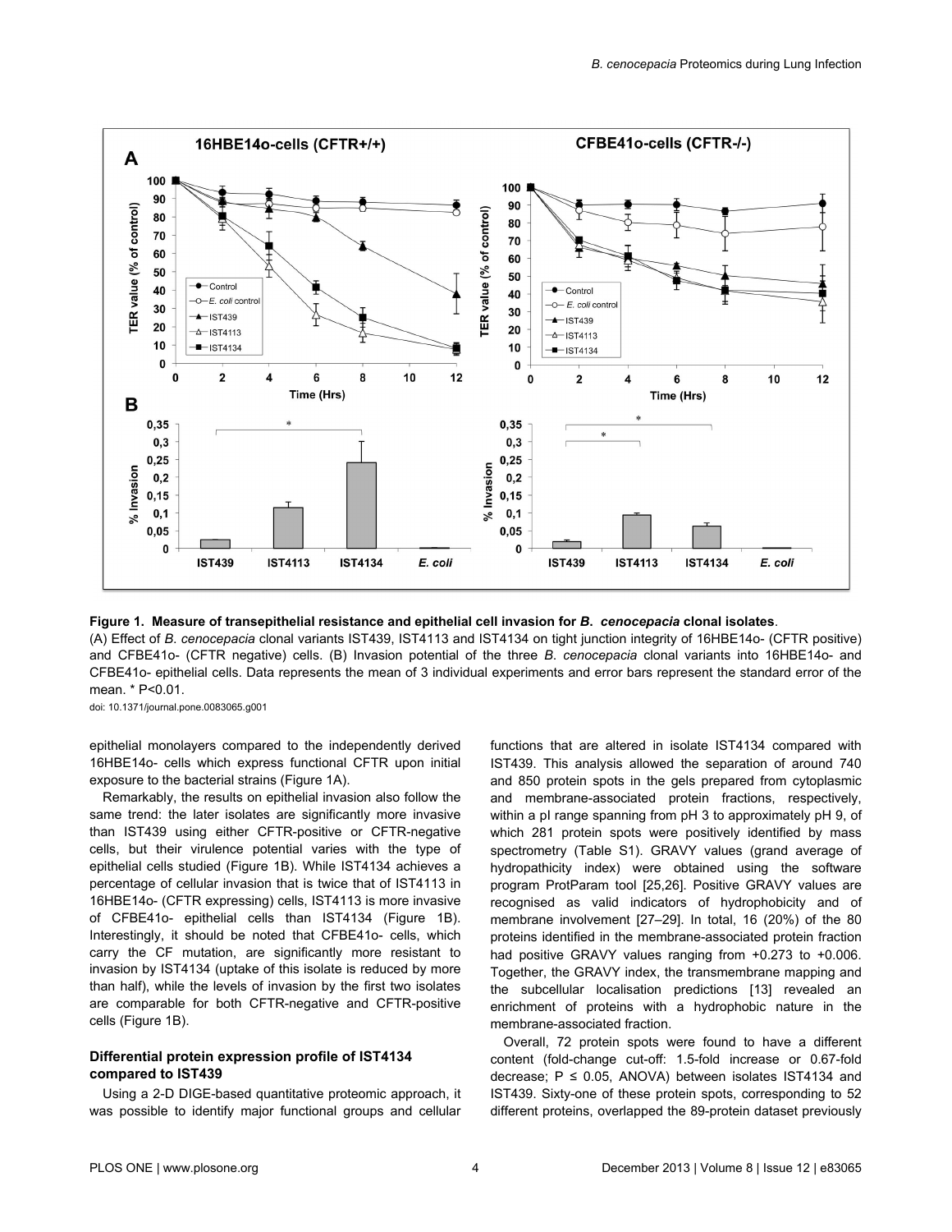**Figure 1. Measure of transepithelial resistance and epithelial cell invasion for *B. cenocepacia* clonal isolates**.
(A) Effect of *B. cenocepacia* clonal variants IST439, IST4113 and IST4134 on tight junction integrity of 16HBE14o- (CFTR positive) and CFBE41o- (CFTR negative) cells. (B) Invasion potential of the three *B. cenocepacia* clonal variants into 16HBE14o- and CFBE41o- epithelial cells. Data represents the mean of 3 individual experiments and error bars represent the standard error of the mean. * P<0.01.
doi: 10.1371/journal.pone.0083065.g001

epithelial monolayers compared to the independently derived 16HBE14o- cells which express functional CFTR upon initial exposure to the bacterial strains (Figure 1A).

Remarkably, the results on epithelial invasion also follow the same trend: the later isolates are significantly more invasive than IST439 using either CFTR-positive or CFTR-negative cells, but their virulence potential varies with the type of epithelial cells studied (Figure 1B). While IST4134 achieves a percentage of cellular invasion that is twice that of IST4113 in 16HBE14o- (CFTR expressing) cells, IST4113 is more invasive of CFBE41o- epithelial cells than IST4134 (Figure 1B). Interestingly, it should be noted that CFBE41o- cells, which carry the CF mutation, are significantly more resistant to invasion by IST4134 (uptake of this isolate is reduced by more than half), while the levels of invasion by the first two isolates are comparable for both CFTR-negative and CFTR-positive cells (Figure 1B).

### Differential protein expression profile of IST4134 compared to IST439

Using a 2-D DIGE-based quantitative proteomic approach, it was possible to identify major functional groups and cellular functions that are altered in isolate IST4134 compared with IST439. This analysis allowed the separation of around 740 and 850 protein spots in the gels prepared from cytoplasmic and membrane-associated protein fractions, respectively, within a pI range spanning from pH 3 to approximately pH 9, of which 281 protein spots were positively identified by mass spectrometry (Table S1). GRAVY values (grand average of hydropathicity index) were obtained using the software program ProtParam tool [25,26]. Positive GRAVY values are recognised as valid indicators of hydrophobicity and of membrane involvement [27–29]. In total, 16 (20%) of the 80 proteins identified in the membrane-associated protein fraction had positive GRAVY values ranging from +0.273 to +0.006. Together, the GRAVY index, the transmembrane mapping and the subcellular localisation predictions [13] revealed an enrichment of proteins with a hydrophobic nature in the membrane-associated fraction.

Overall, 72 protein spots were found to have a different content (fold-change cut-off: 1.5-fold increase or 0.67-fold decrease; P ≤ 0.05, ANOVA) between isolates IST4134 and IST439. Sixty-one of these protein spots, corresponding to 52 different proteins, overlapped the 89-protein dataset previously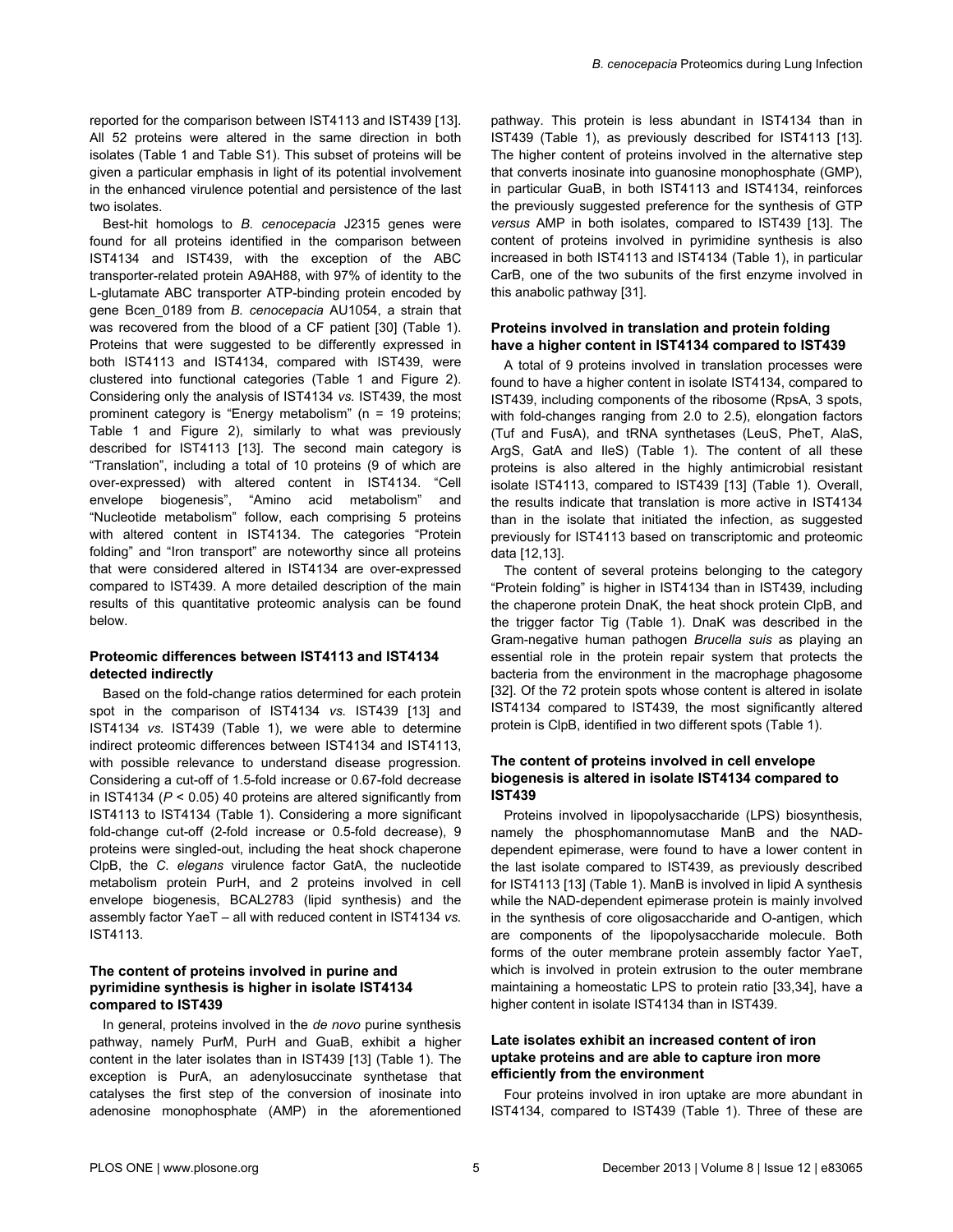reported for the comparison between IST4113 and IST439 [13]. All 52 proteins were altered in the same direction in both isolates (Table 1 and Table S1). This subset of proteins will be given a particular emphasis in light of its potential involvement in the enhanced virulence potential and persistence of the last two isolates.

Best-hit homologs to *B. cenocepacia* J2315 genes were found for all proteins identified in the comparison between IST4134 and IST439, with the exception of the ABC transporter-related protein A9AH88, with 97% of identity to the L-glutamate ABC transporter ATP-binding protein encoded by gene Bcen_0189 from *B. cenocepacia* AU1054, a strain that was recovered from the blood of a CF patient [30] (Table 1). Proteins that were suggested to be differently expressed in both IST4113 and IST4134, compared with IST439, were clustered into functional categories (Table 1 and Figure 2). Considering only the analysis of IST4134 *vs.* IST439, the most prominent category is "Energy metabolism" (n = 19 proteins; Table 1 and Figure 2), similarly to what was previously described for IST4113 [13]. The second main category is "Translation", including a total of 10 proteins (9 of which are over-expressed) with altered content in IST4134. "Cell envelope biogenesis", "Amino acid metabolism" and "Nucleotide metabolism" follow, each comprising 5 proteins with altered content in IST4134. The categories "Protein folding" and "Iron transport" are noteworthy since all proteins that were considered altered in IST4134 are over-expressed compared to IST439. A more detailed description of the main results of this quantitative proteomic analysis can be found below.

### Proteomic differences between IST4113 and IST4134 detected indirectly

Based on the fold-change ratios determined for each protein spot in the comparison of IST4134 *vs.* IST439 [13] and IST4134 *vs.* IST439 (Table 1), we were able to determine indirect proteomic differences between IST4134 and IST4113, with possible relevance to understand disease progression. Considering a cut-off of 1.5-fold increase or 0.67-fold decrease in IST4134 ($P < 0.05$) 40 proteins are altered significantly from IST4113 to IST4134 (Table 1). Considering a more significant fold-change cut-off (2-fold increase or 0.5-fold decrease), 9 proteins were singled-out, including the heat shock chaperone ClpB, the *C. elegans* virulence factor GatA, the nucleotide metabolism protein PurH, and 2 proteins involved in cell envelope biogenesis, BCAL2783 (lipid synthesis) and the assembly factor YaeT – all with reduced content in IST4134 *vs.* IST4113.

### The content of proteins involved in purine and pyrimidine synthesis is higher in isolate IST4134 compared to IST439

In general, proteins involved in the *de novo* purine synthesis pathway, namely PurM, PurH and GuaB, exhibit a higher content in the later isolates than in IST439 [13] (Table 1). The exception is PurA, an adenylosuccinate synthetase that catalyses the first step of the conversion of inosinate into adenosine monophosphate (AMP) in the aforementioned pathway. This protein is less abundant in IST4134 than in IST439 (Table 1), as previously described for IST4113 [13]. The higher content of proteins involved in the alternative step that converts inosinate into guanosine monophosphate (GMP), in particular GuaB, in both IST4113 and IST4134, reinforces the previously suggested preference for the synthesis of GTP *versus* AMP in both isolates, compared to IST439 [13]. The content of proteins involved in pyrimidine synthesis is also increased in both IST4113 and IST4134 (Table 1), in particular CarB, one of the two subunits of the first enzyme involved in this anabolic pathway [31].

### Proteins involved in translation and protein folding have a higher content in IST4134 compared to IST439

A total of 9 proteins involved in translation processes were found to have a higher content in isolate IST4134, compared to IST439, including components of the ribosome (RpsA, 3 spots, with fold-changes ranging from 2.0 to 2.5), elongation factors (Tuf and FusA), and tRNA synthetases (LeuS, PheT, AlaS, ArgS, GatA and IleS) (Table 1). The content of all these proteins is also altered in the highly antimicrobial resistant isolate IST4113, compared to IST439 [13] (Table 1). Overall, the results indicate that translation is more active in IST4134 than in the isolate that initiated the infection, as suggested previously for IST4113 based on transcriptomic and proteomic data [12,13].

The content of several proteins belonging to the category "Protein folding" is higher in IST4134 than in IST439, including the chaperone protein DnaK, the heat shock protein ClpB, and the trigger factor Tig (Table 1). DnaK was described in the Gram-negative human pathogen *Brucella suis* as playing an essential role in the protein repair system that protects the bacteria from the environment in the macrophage phagosome [32]. Of the 72 protein spots whose content is altered in isolate IST4134 compared to IST439, the most significantly altered protein is ClpB, identified in two different spots (Table 1).

### The content of proteins involved in cell envelope biogenesis is altered in isolate IST4134 compared to IST439

Proteins involved in lipopolysaccharide (LPS) biosynthesis, namely the phosphomannomutase ManB and the NAD-dependent epimerase, were found to have a lower content in the last isolate compared to IST439, as previously described for IST4113 [13] (Table 1). ManB is involved in lipid A synthesis while the NAD-dependent epimerase protein is mainly involved in the synthesis of core oligosaccharide and O-antigen, which are components of the lipopolysaccharide molecule. Both forms of the outer membrane protein assembly factor YaeT, which is involved in protein extrusion to the outer membrane maintaining a homeostatic LPS to protein ratio [33,34], have a higher content in isolate IST4134 than in IST439.

### Late isolates exhibit an increased content of iron uptake proteins and are able to capture iron more efficiently from the environment

Four proteins involved in iron uptake are more abundant in IST4134, compared to IST439 (Table 1). Three of these are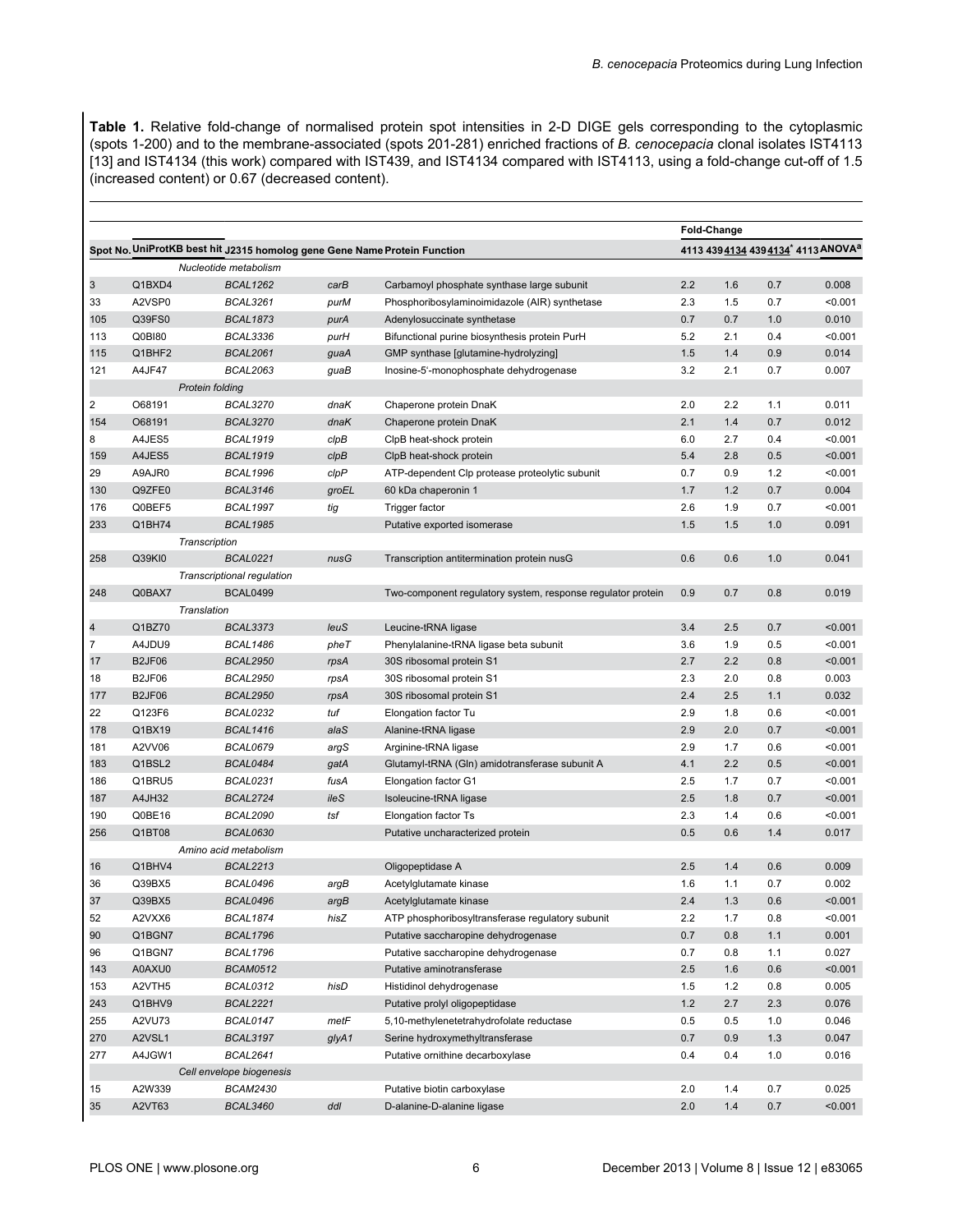**Table 1.** Relative fold-change of normalised protein spot intensities in 2-D DIGE gels corresponding to the cytoplasmic (spots 1-200) and to the membrane-associated (spots 201-281) enriched fractions of *B. cenocepacia* clonal isolates IST4113 [13] and IST4134 (this work) compared with IST439, and IST4134 compared with IST4113, using a fold-change cut-off of 1.5 (increased content) or 0.67 (decreased content).

| | | | | | Fold-Change | | | |
|---|---|---|---|---|---|---|---|---|
| Spot No. | UniProtKB best hit | J2315 homolog gene | Gene Name | Protein Function | 4113 439 | 4134 439 | 4134* 4113 | ANOVA[a] |
| | *Nucleotide metabolism* | | | | | | | |
| 3 | Q1BXD4 | *BCAL1262* | *carB* | Carbamoyl phosphate synthase large subunit | 2.2 | 1.6 | 0.7 | 0.008 |
| 33 | A2VSP0 | *BCAL3261* | *purM* | Phosphoribosylaminoimidazole (AIR) synthetase | 2.3 | 1.5 | 0.7 | <0.001 |
| 105 | Q39FS0 | *BCAL1873* | *purA* | Adenylosuccinate synthetase | 0.7 | 0.7 | 1.0 | 0.010 |
| 113 | Q0BI80 | *BCAL3336* | *purH* | Bifunctional purine biosynthesis protein PurH | 5.2 | 2.1 | 0.4 | <0.001 |
| 115 | Q1BHF2 | *BCAL2061* | *guaA* | GMP synthase [glutamine-hydrolyzing] | 1.5 | 1.4 | 0.9 | 0.014 |
| 121 | A4JF47 | *BCAL2063* | *guaB* | Inosine-5'-monophosphate dehydrogenase | 3.2 | 2.1 | 0.7 | 0.007 |
| | *Protein folding* | | | | | | | |
| 2 | O68191 | *BCAL3270* | *dnaK* | Chaperone protein DnaK | 2.0 | 2.2 | 1.1 | 0.011 |
| 154 | O68191 | *BCAL3270* | *dnaK* | Chaperone protein DnaK | 2.1 | 1.4 | 0.7 | 0.012 |
| 8 | A4JES5 | *BCAL1919* | *clpB* | ClpB heat-shock protein | 6.0 | 2.7 | 0.4 | <0.001 |
| 159 | A4JES5 | *BCAL1919* | *clpB* | ClpB heat-shock protein | 5.4 | 2.8 | 0.5 | <0.001 |
| 29 | A9AJR0 | *BCAL1996* | *clpP* | ATP-dependent Clp protease proteolytic subunit | 0.7 | 0.9 | 1.2 | <0.001 |
| 130 | Q9ZFE0 | *BCAL3146* | *groEL* | 60 kDa chaperonin 1 | 1.7 | 1.2 | 0.7 | 0.004 |
| 176 | Q0BEF5 | *BCAL1997* | *tig* | Trigger factor | 2.6 | 1.9 | 0.7 | <0.001 |
| 233 | Q1BH74 | *BCAL1985* | | Putative exported isomerase | 1.5 | 1.5 | 1.0 | 0.091 |
| | *Transcription* | | | | | | | |
| 258 | Q39KI0 | *BCAL0221* | *nusG* | Transcription antitermination protein nusG | 0.6 | 0.6 | 1.0 | 0.041 |
| | *Transcriptional regulation* | | | | | | | |
| 248 | Q0BAX7 | BCAL0499 | | Two-component regulatory system, response regulator protein | 0.9 | 0.7 | 0.8 | 0.019 |
| | *Translation* | | | | | | | |
| 4 | Q1BZ70 | *BCAL3373* | *leuS* | Leucine-tRNA ligase | 3.4 | 2.5 | 0.7 | <0.001 |
| 7 | A4JDU9 | *BCAL1486* | *pheT* | Phenylalanine-tRNA ligase beta subunit | 3.6 | 1.9 | 0.5 | <0.001 |
| 17 | B2JF06 | *BCAL2950* | *rpsA* | 30S ribosomal protein S1 | 2.7 | 2.2 | 0.8 | <0.001 |
| 18 | B2JF06 | *BCAL2950* | *rpsA* | 30S ribosomal protein S1 | 2.3 | 2.0 | 0.8 | 0.003 |
| 177 | B2JF06 | *BCAL2950* | *rpsA* | 30S ribosomal protein S1 | 2.4 | 2.5 | 1.1 | 0.032 |
| 22 | Q123F6 | *BCAL0232* | *tuf* | Elongation factor Tu | 2.9 | 1.8 | 0.6 | <0.001 |
| 178 | Q1BX19 | *BCAL1416* | *alaS* | Alanine-tRNA ligase | 2.9 | 2.0 | 0.7 | <0.001 |
| 181 | A2VV06 | *BCAL0679* | *argS* | Arginine-tRNA ligase | 2.9 | 1.7 | 0.6 | <0.001 |
| 183 | Q1BSL2 | *BCAL0484* | *gatA* | Glutamyl-tRNA (Gln) amidotransferase subunit A | 4.1 | 2.2 | 0.5 | <0.001 |
| 186 | Q1BRU5 | *BCAL0231* | *fusA* | Elongation factor G1 | 2.5 | 1.7 | 0.7 | <0.001 |
| 187 | A4JH32 | *BCAL2724* | *ileS* | Isoleucine-tRNA ligase | 2.5 | 1.8 | 0.7 | <0.001 |
| 190 | Q0BE16 | *BCAL2090* | *tsf* | Elongation factor Ts | 2.3 | 1.4 | 0.6 | <0.001 |
| 256 | Q1BT08 | *BCAL0630* | | Putative uncharacterized protein | 0.5 | 0.6 | 1.4 | 0.017 |
| | *Amino acid metabolism* | | | | | | | |
| 16 | Q1BHV4 | *BCAL2213* | | Oligopeptidase A | 2.5 | 1.4 | 0.6 | 0.009 |
| 36 | Q39BX5 | *BCAL0496* | *argB* | Acetylglutamate kinase | 1.6 | 1.1 | 0.7 | 0.002 |
| 37 | Q39BX5 | *BCAL0496* | *argB* | Acetylglutamate kinase | 2.4 | 1.3 | 0.6 | <0.001 |
| 52 | A2VXX6 | *BCAL1874* | *hisZ* | ATP phosphoribosyltransferase regulatory subunit | 2.2 | 1.7 | 0.8 | <0.001 |
| 90 | Q1BGN7 | *BCAL1796* | | Putative saccharopine dehydrogenase | 0.7 | 0.8 | 1.1 | 0.001 |
| 96 | Q1BGN7 | *BCAL1796* | | Putative saccharopine dehydrogenase | 0.7 | 0.8 | 1.1 | 0.027 |
| 143 | A0AXU0 | *BCAM0512* | | Putative aminotransferase | 2.5 | 1.6 | 0.6 | <0.001 |
| 153 | A2VTH5 | *BCAL0312* | *hisD* | Histidinol dehydrogenase | 1.5 | 1.2 | 0.8 | 0.005 |
| 243 | Q1BHV9 | *BCAL2221* | | Putative prolyl oligopeptidase | 1.2 | 2.7 | 2.3 | 0.076 |
| 255 | A2VU73 | *BCAL0147* | *metF* | 5,10-methylenetetrahydrofolate reductase | 0.5 | 0.5 | 1.0 | 0.046 |
| 270 | A2VSL1 | *BCAL3197* | *glyA1* | Serine hydroxymethyltransferase | 0.7 | 0.9 | 1.3 | 0.047 |
| 277 | A4JGW1 | *BCAL2641* | | Putative ornithine decarboxylase | 0.4 | 0.4 | 1.0 | 0.016 |
| | *Cell envelope biogenesis* | | | | | | | |
| 15 | A2W339 | *BCAM2430* | | Putative biotin carboxylase | 2.0 | 1.4 | 0.7 | 0.025 |
| 35 | A2VT63 | *BCAL3460* | *ddl* | D-alanine-D-alanine ligase | 2.0 | 1.4 | 0.7 | <0.001 |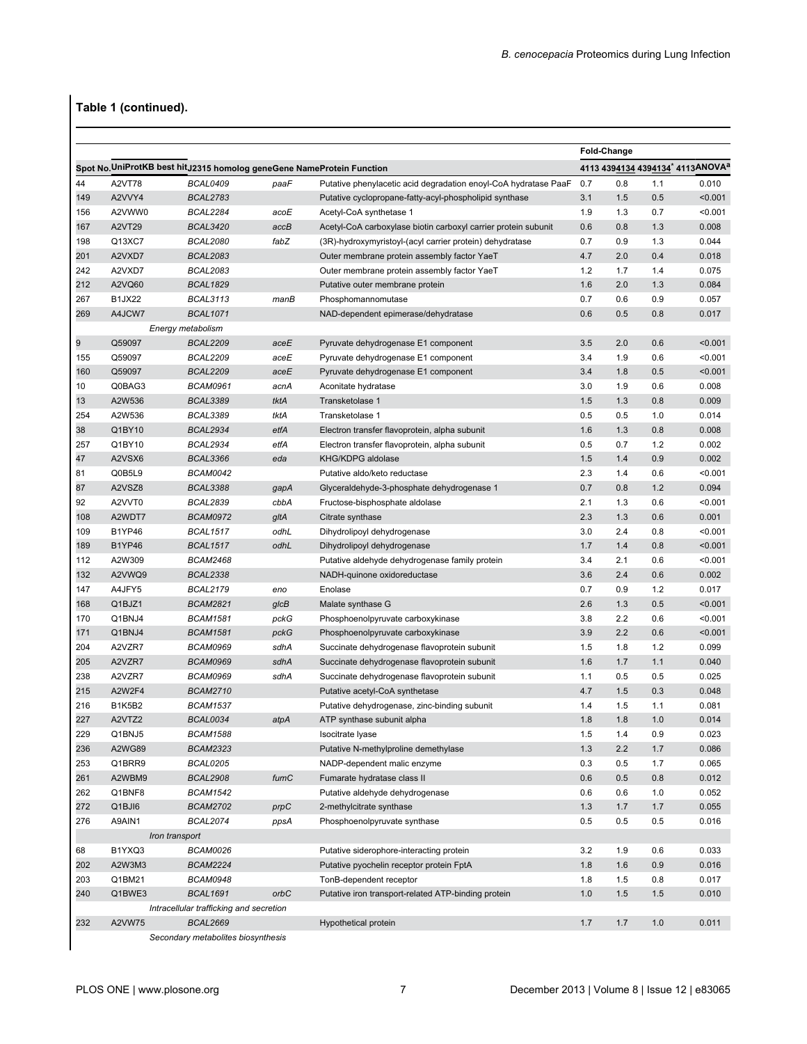**Table 1 (continued).**

| Spot No. | UniProtKB best hit | J2315 homolog gene | Gene Name | Protein Function | Fold-Change 4113 | 4394134 | 4394134* 4113 | ANOVA[a] |
|---|---|---|---|---|---|---|---|---|
| 44 | A2VT78 | *BCAL0409* | *paaF* | Putative phenylacetic acid degradation enoyl-CoA hydratase PaaF | 0.7 | 0.8 | 1.1 | 0.010 |
| 149 | A2VVY4 | *BCAL2783* | | Putative cyclopropane-fatty-acyl-phospholipid synthase | 3.1 | 1.5 | 0.5 | <0.001 |
| 156 | A2VWW0 | *BCAL2284* | *acoE* | Acetyl-CoA synthetase 1 | 1.9 | 1.3 | 0.7 | <0.001 |
| 167 | A2VT29 | *BCAL3420* | *accB* | Acetyl-CoA carboxylase biotin carboxyl carrier protein subunit | 0.6 | 0.8 | 1.3 | 0.008 |
| 198 | Q13XC7 | *BCAL2080* | *fabZ* | (3R)-hydroxymyristoyl-(acyl carrier protein) dehydratase | 0.7 | 0.9 | 1.3 | 0.044 |
| 201 | A2VXD7 | *BCAL2083* | | Outer membrane protein assembly factor YaeT | 4.7 | 2.0 | 0.4 | 0.018 |
| 242 | A2VXD7 | *BCAL2083* | | Outer membrane protein assembly factor YaeT | 1.2 | 1.7 | 1.4 | 0.075 |
| 212 | A2VQ60 | *BCAL1829* | | Putative outer membrane protein | 1.6 | 2.0 | 1.3 | 0.084 |
| 267 | B1JX22 | *BCAL3113* | *manB* | Phosphomannomutase | 0.7 | 0.6 | 0.9 | 0.057 |
| 269 | A4JCW7 | *BCAL1071* | | NAD-dependent epimerase/dehydratase | 0.6 | 0.5 | 0.8 | 0.017 |
| | *Energy metabolism* | | | | | | | |
| 9 | Q59097 | *BCAL2209* | *aceE* | Pyruvate dehydrogenase E1 component | 3.5 | 2.0 | 0.6 | <0.001 |
| 155 | Q59097 | *BCAL2209* | *aceE* | Pyruvate dehydrogenase E1 component | 3.4 | 1.9 | 0.6 | <0.001 |
| 160 | Q59097 | *BCAL2209* | *aceE* | Pyruvate dehydrogenase E1 component | 3.4 | 1.8 | 0.5 | <0.001 |
| 10 | Q0BAG3 | *BCAM0961* | *acnA* | Aconitate hydratase | 3.0 | 1.9 | 0.6 | 0.008 |
| 13 | A2W536 | *BCAL3389* | *tktA* | Transketolase 1 | 1.5 | 1.3 | 0.8 | 0.009 |
| 254 | A2W536 | *BCAL3389* | *tktA* | Transketolase 1 | 0.5 | 0.5 | 1.0 | 0.014 |
| 38 | Q1BY10 | *BCAL2934* | *etfA* | Electron transfer flavoprotein, alpha subunit | 1.6 | 1.3 | 0.8 | 0.008 |
| 257 | Q1BY10 | *BCAL2934* | *etfA* | Electron transfer flavoprotein, alpha subunit | 0.5 | 0.7 | 1.2 | 0.002 |
| 47 | A2VSX6 | *BCAL3366* | *eda* | KHG/KDPG aldolase | 1.5 | 1.4 | 0.9 | 0.002 |
| 81 | Q0B5L9 | *BCAM0042* | | Putative aldo/keto reductase | 2.3 | 1.4 | 0.6 | <0.001 |
| 87 | A2VSZ8 | *BCAL3388* | *gapA* | Glyceraldehyde-3-phosphate dehydrogenase 1 | 0.7 | 0.8 | 1.2 | 0.094 |
| 92 | A2VVT0 | *BCAL2839* | *cbbA* | Fructose-bisphosphate aldolase | 2.1 | 1.3 | 0.6 | <0.001 |
| 108 | A2WDT7 | *BCAM0972* | *gltA* | Citrate synthase | 2.3 | 1.3 | 0.6 | 0.001 |
| 109 | B1YP46 | *BCAL1517* | *odhL* | Dihydrolipoyl dehydrogenase | 3.0 | 2.4 | 0.8 | <0.001 |
| 189 | B1YP46 | *BCAL1517* | *odhL* | Dihydrolipoyl dehydrogenase | 1.7 | 1.4 | 0.8 | <0.001 |
| 112 | A2W309 | *BCAM2468* | | Putative aldehyde dehydrogenase family protein | 3.4 | 2.1 | 0.6 | <0.001 |
| 132 | A2VWQ9 | *BCAL2338* | | NADH-quinone oxidoreductase | 3.6 | 2.4 | 0.6 | 0.002 |
| 147 | A4JFY5 | *BCAL2179* | *eno* | Enolase | 0.7 | 0.9 | 1.2 | 0.017 |
| 168 | Q1BJZ1 | *BCAM2821* | *glcB* | Malate synthase G | 2.6 | 1.3 | 0.5 | <0.001 |
| 170 | Q1BNJ4 | *BCAM1581* | *pckG* | Phosphoenolpyruvate carboxykinase | 3.8 | 2.2 | 0.6 | <0.001 |
| 171 | Q1BNJ4 | *BCAM1581* | *pckG* | Phosphoenolpyruvate carboxykinase | 3.9 | 2.2 | 0.6 | <0.001 |
| 204 | A2VZR7 | *BCAM0969* | *sdhA* | Succinate dehydrogenase flavoprotein subunit | 1.5 | 1.8 | 1.2 | 0.099 |
| 205 | A2VZR7 | *BCAM0969* | *sdhA* | Succinate dehydrogenase flavoprotein subunit | 1.6 | 1.7 | 1.1 | 0.040 |
| 238 | A2VZR7 | *BCAM0969* | *sdhA* | Succinate dehydrogenase flavoprotein subunit | 1.1 | 0.5 | 0.5 | 0.025 |
| 215 | A2W2F4 | *BCAM2710* | | Putative acetyl-CoA synthetase | 4.7 | 1.5 | 0.3 | 0.048 |
| 216 | B1K5B2 | *BCAM1537* | | Putative dehydrogenase, zinc-binding subunit | 1.4 | 1.5 | 1.1 | 0.081 |
| 227 | A2VTZ2 | *BCAL0034* | *atpA* | ATP synthase subunit alpha | 1.8 | 1.8 | 1.0 | 0.014 |
| 229 | Q1BNJ5 | *BCAM1588* | | Isocitrate lyase | 1.5 | 1.4 | 0.9 | 0.023 |
| 236 | A2WG89 | *BCAM2323* | | Putative N-methylproline demethylase | 1.3 | 2.2 | 1.7 | 0.086 |
| 253 | Q1BRR9 | *BCAL0205* | | NADP-dependent malic enzyme | 0.3 | 0.5 | 1.7 | 0.065 |
| 261 | A2WBM9 | *BCAL2908* | *fumC* | Fumarate hydratase class II | 0.6 | 0.5 | 0.8 | 0.012 |
| 262 | Q1BNF8 | *BCAM1542* | | Putative aldehyde dehydrogenase | 0.6 | 0.6 | 1.0 | 0.052 |
| 272 | Q1BJI6 | *BCAM2702* | *prpC* | 2-methylcitrate synthase | 1.3 | 1.7 | 1.7 | 0.055 |
| 276 | A9AIN1 | *BCAL2074* | *ppsA* | Phosphoenolpyruvate synthase | 0.5 | 0.5 | 0.5 | 0.016 |
| | *Iron transport* | | | | | | | |
| 68 | B1YXQ3 | *BCAM0026* | | Putative siderophore-interacting protein | 3.2 | 1.9 | 0.6 | 0.033 |
| 202 | A2W3M3 | *BCAM2224* | | Putative pyochelin receptor protein FptA | 1.8 | 1.6 | 0.9 | 0.016 |
| 203 | Q1BM21 | *BCAM0948* | | TonB-dependent receptor | 1.8 | 1.5 | 0.8 | 0.017 |
| 240 | Q1BWE3 | *BCAL1691* | *orbC* | Putative iron transport-related ATP-binding protein | 1.0 | 1.5 | 1.5 | 0.010 |
| | *Intracellular trafficking and secretion* | | | | | | | |
| 232 | A2VW75 | *BCAL2669* | | Hypothetical protein | 1.7 | 1.7 | 1.0 | 0.011 |
| | *Secondary metabolites biosynthesis* | | | | | | | |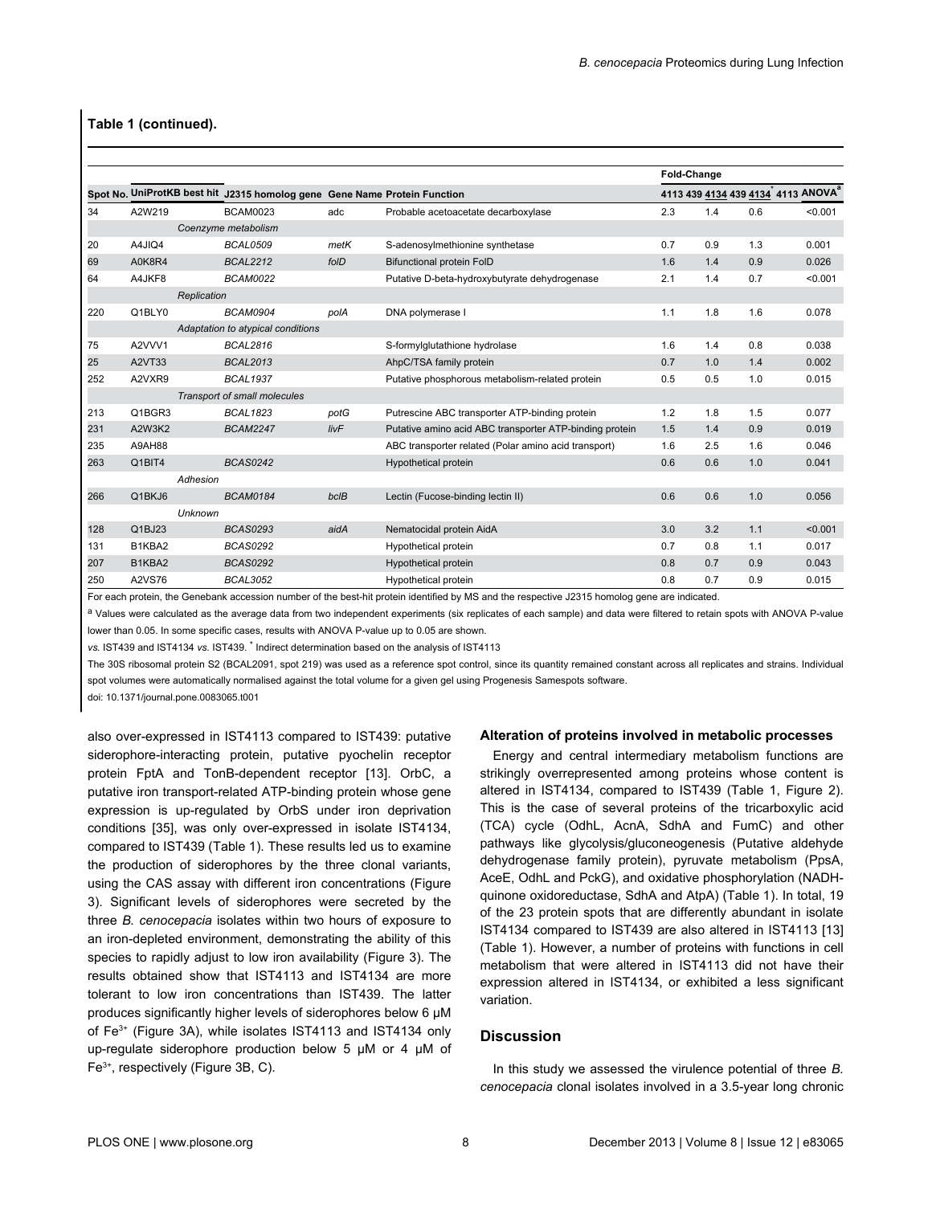**Table 1 (continued).**

| Spot No. | UniProtKB best hit | J2315 homolog gene | Gene Name | Protein Function | Fold-Change | | | |
|---|---|---|---|---|---|---|---|---|
| | | | | | 4113 439 | 4134 439 | 4134* 4113 | ANOVA[a] |
| 34 | A2W219 | BCAM0023 | adc | Probable acetoacetate decarboxylase | 2.3 | 1.4 | 0.6 | <0.001 |
| | | *Coenzyme metabolism* | | | | | | |
| 20 | A4JIQ4 | *BCAL0509* | *metK* | S-adenosylmethionine synthetase | 0.7 | 0.9 | 1.3 | 0.001 |
| 69 | A0K8R4 | *BCAL2212* | *folD* | Bifunctional protein FolD | 1.6 | 1.4 | 0.9 | 0.026 |
| 64 | A4JKF8 | *BCAM0022* | | Putative D-beta-hydroxybutyrate dehydrogenase | 2.1 | 1.4 | 0.7 | <0.001 |
| | | *Replication* | | | | | | |
| 220 | Q1BLY0 | *BCAM0904* | *polA* | DNA polymerase I | 1.1 | 1.8 | 1.6 | 0.078 |
| | | *Adaptation to atypical conditions* | | | | | | |
| 75 | A2VVV1 | *BCAL2816* | | S-formylglutathione hydrolase | 1.6 | 1.4 | 0.8 | 0.038 |
| 25 | A2VT33 | *BCAL2013* | | AhpC/TSA family protein | 0.7 | 1.0 | 1.4 | 0.002 |
| 252 | A2VXR9 | *BCAL1937* | | Putative phosphorous metabolism-related protein | 0.5 | 0.5 | 1.0 | 0.015 |
| | | *Transport of small molecules* | | | | | | |
| 213 | Q1BGR3 | *BCAL1823* | *potG* | Putrescine ABC transporter ATP-binding protein | 1.2 | 1.8 | 1.5 | 0.077 |
| 231 | A2W3K2 | *BCAM2247* | *livF* | Putative amino acid ABC transporter ATP-binding protein | 1.5 | 1.4 | 0.9 | 0.019 |
| 235 | A9AH88 | | | ABC transporter related (Polar amino acid transport) | 1.6 | 2.5 | 1.6 | 0.046 |
| 263 | Q1BIT4 | *BCAS0242* | | Hypothetical protein | 0.6 | 0.6 | 1.0 | 0.041 |
| | | *Adhesion* | | | | | | |
| 266 | Q1BKJ6 | *BCAM0184* | *bclB* | Lectin (Fucose-binding lectin II) | 0.6 | 0.6 | 1.0 | 0.056 |
| | | *Unknown* | | | | | | |
| 128 | Q1BJ23 | *BCAS0293* | *aidA* | Nematocidal protein AidA | 3.0 | 3.2 | 1.1 | <0.001 |
| 131 | B1KBA2 | *BCAS0292* | | Hypothetical protein | 0.7 | 0.8 | 1.1 | 0.017 |
| 207 | B1KBA2 | *BCAS0292* | | Hypothetical protein | 0.8 | 0.7 | 0.9 | 0.043 |
| 250 | A2VS76 | *BCAL3052* | | Hypothetical protein | 0.8 | 0.7 | 0.9 | 0.015 |

For each protein, the Genebank accession number of the best-hit protein identified by MS and the respective J2315 homolog gene are indicated.

[a] Values were calculated as the average data from two independent experiments (six replicates of each sample) and data were filtered to retain spots with ANOVA P-value lower than 0.05. In some specific cases, results with ANOVA P-value up to 0.05 are shown.

*vs.* IST439 and IST4134 *vs.* IST439. * Indirect determination based on the analysis of IST4113

The 30S ribosomal protein S2 (BCAL2091, spot 219) was used as a reference spot control, since its quantity remained constant across all replicates and strains. Individual spot volumes were automatically normalised against the total volume for a given gel using Progenesis Samespots software.

doi: 10.1371/journal.pone.0083065.t001

also over-expressed in IST4113 compared to IST439: putative siderophore-interacting protein, putative pyochelin receptor protein FptA and TonB-dependent receptor [13]. OrbC, a putative iron transport-related ATP-binding protein whose gene expression is up-regulated by OrbS under iron deprivation conditions [35], was only over-expressed in isolate IST4134, compared to IST439 (Table 1). These results led us to examine the production of siderophores by the three clonal variants, using the CAS assay with different iron concentrations (Figure 3). Significant levels of siderophores were secreted by the three *B. cenocepacia* isolates within two hours of exposure to an iron-depleted environment, demonstrating the ability of this species to rapidly adjust to low iron availability (Figure 3). The results obtained show that IST4113 and IST4134 are more tolerant to low iron concentrations than IST439. The latter produces significantly higher levels of siderophores below 6 µM of $Fe^{3+}$ (Figure 3A), while isolates IST4113 and IST4134 only up-regulate siderophore production below 5 µM or 4 µM of $Fe^{3+}$, respectively (Figure 3B, C).

### Alteration of proteins involved in metabolic processes

Energy and central intermediary metabolism functions are strikingly overrepresented among proteins whose content is altered in IST4134, compared to IST439 (Table 1, Figure 2). This is the case of several proteins of the tricarboxylic acid (TCA) cycle (OdhL, AcnA, SdhA and FumC) and other pathways like glycolysis/gluconeogenesis (Putative aldehyde dehydrogenase family protein), pyruvate metabolism (PpsA, AceE, OdhL and PckG), and oxidative phosphorylation (NADH-quinone oxidoreductase, SdhA and AtpA) (Table 1). In total, 19 of the 23 protein spots that are differently abundant in isolate IST4134 compared to IST439 are also altered in IST4113 [13] (Table 1). However, a number of proteins with functions in cell metabolism that were altered in IST4113 did not have their expression altered in IST4134, or exhibited a less significant variation.

## Discussion

In this study we assessed the virulence potential of three *B. cenocepacia* clonal isolates involved in a 3.5-year long chronic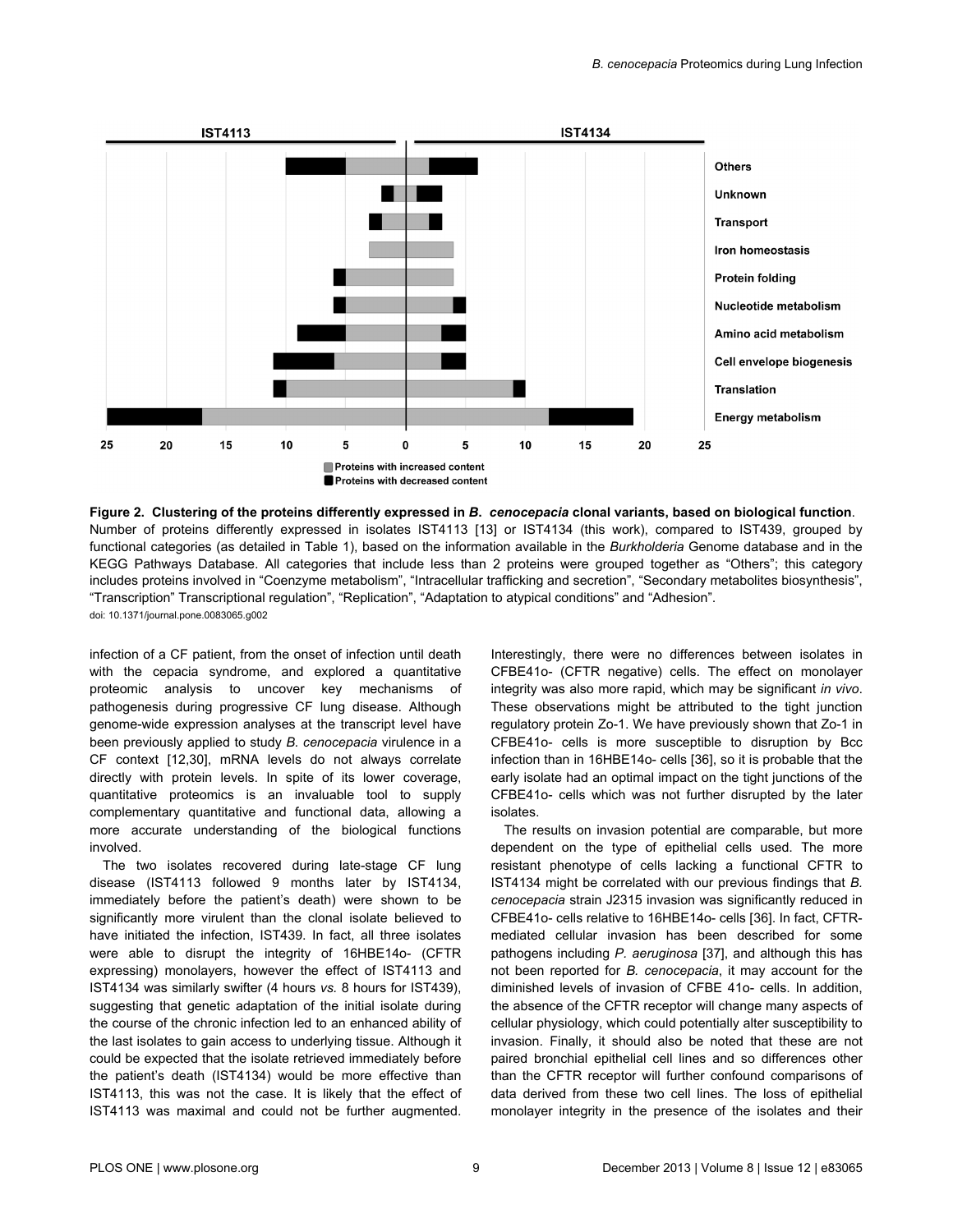**Figure 2. Clustering of the proteins differently expressed in *B. cenocepacia* clonal variants, based on biological function**. Number of proteins differently expressed in isolates IST4113 [13] or IST4134 (this work), compared to IST439, grouped by functional categories (as detailed in Table 1), based on the information available in the *Burkholderia* Genome database and in the KEGG Pathways Database. All categories that include less than 2 proteins were grouped together as "Others"; this category includes proteins involved in "Coenzyme metabolism", "Intracellular trafficking and secretion", "Secondary metabolites biosynthesis", "Transcription" Transcriptional regulation", "Replication", "Adaptation to atypical conditions" and "Adhesion".
doi: 10.1371/journal.pone.0083065.g002

infection of a CF patient, from the onset of infection until death with the cepacia syndrome, and explored a quantitative proteomic analysis to uncover key mechanisms of pathogenesis during progressive CF lung disease. Although genome-wide expression analyses at the transcript level have been previously applied to study *B. cenocepacia* virulence in a CF context [12,30], mRNA levels do not always correlate directly with protein levels. In spite of its lower coverage, quantitative proteomics is an invaluable tool to supply complementary quantitative and functional data, allowing a more accurate understanding of the biological functions involved.

The two isolates recovered during late-stage CF lung disease (IST4113 followed 9 months later by IST4134, immediately before the patient's death) were shown to be significantly more virulent than the clonal isolate believed to have initiated the infection, IST439. In fact, all three isolates were able to disrupt the integrity of 16HBE14o- (CFTR expressing) monolayers, however the effect of IST4113 and IST4134 was similarly swifter (4 hours *vs.* 8 hours for IST439), suggesting that genetic adaptation of the initial isolate during the course of the chronic infection led to an enhanced ability of the last isolates to gain access to underlying tissue. Although it could be expected that the isolate retrieved immediately before the patient's death (IST4134) would be more effective than IST4113, this was not the case. It is likely that the effect of IST4113 was maximal and could not be further augmented. Interestingly, there were no differences between isolates in CFBE41o- (CFTR negative) cells. The effect on monolayer integrity was also more rapid, which may be significant *in vivo*. These observations might be attributed to the tight junction regulatory protein Zo-1. We have previously shown that Zo-1 in CFBE41o- cells is more susceptible to disruption by Bcc infection than in 16HBE14o- cells [36], so it is probable that the early isolate had an optimal impact on the tight junctions of the CFBE41o- cells which was not further disrupted by the later isolates.

The results on invasion potential are comparable, but more dependent on the type of epithelial cells used. The more resistant phenotype of cells lacking a functional CFTR to IST4134 might be correlated with our previous findings that *B. cenocepacia* strain J2315 invasion was significantly reduced in CFBE41o- cells relative to 16HBE14o- cells [36]. In fact, CFTR-mediated cellular invasion has been described for some pathogens including *P. aeruginosa* [37], and although this has not been reported for *B. cenocepacia*, it may account for the diminished levels of invasion of CFBE 41o- cells. In addition, the absence of the CFTR receptor will change many aspects of cellular physiology, which could potentially alter susceptibility to invasion. Finally, it should also be noted that these are not paired bronchial epithelial cell lines and so differences other than the CFTR receptor will further confound comparisons of data derived from these two cell lines. The loss of epithelial monolayer integrity in the presence of the isolates and their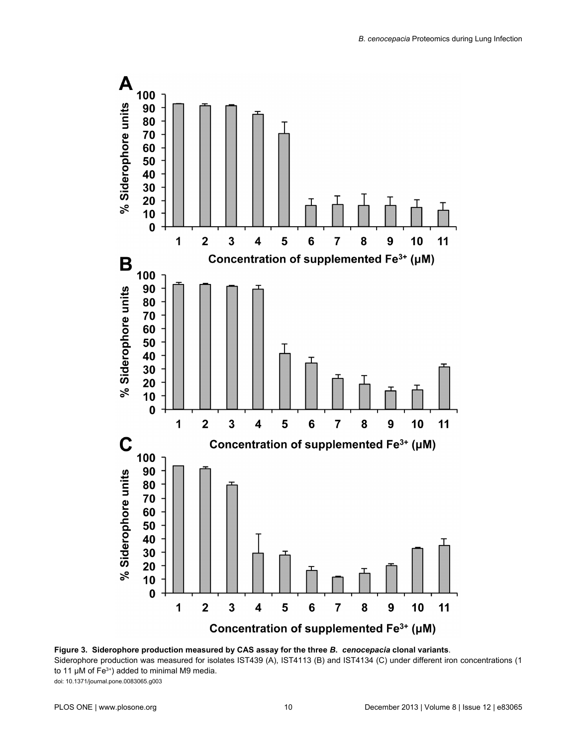**Figure 3. Siderophore production measured by CAS assay for the three *B. cenocepacia* clonal variants.**
Siderophore production was measured for isolates IST439 (A), IST4113 (B) and IST4134 (C) under different iron concentrations (1 to 11 μM of $Fe^{3+}$) added to minimal M9 media.
doi: 10.1371/journal.pone.0083065.g003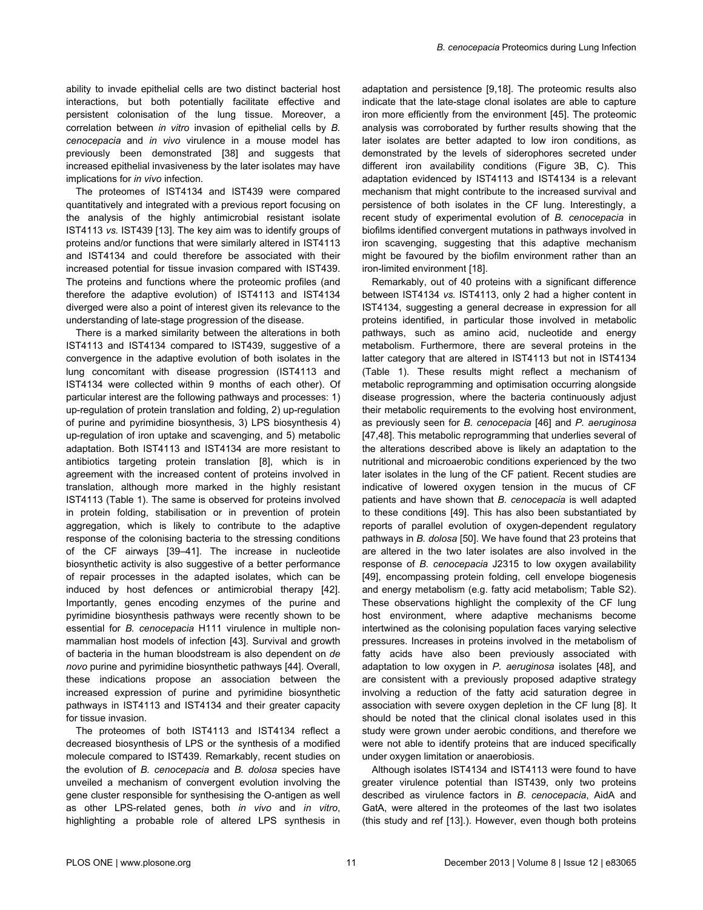ability to invade epithelial cells are two distinct bacterial host interactions, but both potentially facilitate effective and persistent colonisation of the lung tissue. Moreover, a correlation between *in vitro* invasion of epithelial cells by *B. cenocepacia* and *in vivo* virulence in a mouse model has previously been demonstrated [38] and suggests that increased epithelial invasiveness by the later isolates may have implications for *in vivo* infection.

The proteomes of IST4134 and IST439 were compared quantitatively and integrated with a previous report focusing on the analysis of the highly antimicrobial resistant isolate IST4113 *vs.* IST439 [13]. The key aim was to identify groups of proteins and/or functions that were similarly altered in IST4113 and IST4134 and could therefore be associated with their increased potential for tissue invasion compared with IST439. The proteins and functions where the proteomic profiles (and therefore the adaptive evolution) of IST4113 and IST4134 diverged were also a point of interest given its relevance to the understanding of late-stage progression of the disease.

There is a marked similarity between the alterations in both IST4113 and IST4134 compared to IST439, suggestive of a convergence in the adaptive evolution of both isolates in the lung concomitant with disease progression (IST4113 and IST4134 were collected within 9 months of each other). Of particular interest are the following pathways and processes: 1) up-regulation of protein translation and folding, 2) up-regulation of purine and pyrimidine biosynthesis, 3) LPS biosynthesis 4) up-regulation of iron uptake and scavenging, and 5) metabolic adaptation. Both IST4113 and IST4134 are more resistant to antibiotics targeting protein translation [8], which is in agreement with the increased content of proteins involved in translation, although more marked in the highly resistant IST4113 (Table 1). The same is observed for proteins involved in protein folding, stabilisation or in prevention of protein aggregation, which is likely to contribute to the adaptive response of the colonising bacteria to the stressing conditions of the CF airways [39–41]. The increase in nucleotide biosynthetic activity is also suggestive of a better performance of repair processes in the adapted isolates, which can be induced by host defences or antimicrobial therapy [42]. Importantly, genes encoding enzymes of the purine and pyrimidine biosynthesis pathways were recently shown to be essential for *B. cenocepacia* H111 virulence in multiple non-mammalian host models of infection [43]. Survival and growth of bacteria in the human bloodstream is also dependent on *de novo* purine and pyrimidine biosynthetic pathways [44]. Overall, these indications propose an association between the increased expression of purine and pyrimidine biosynthetic pathways in IST4113 and IST4134 and their greater capacity for tissue invasion.

The proteomes of both IST4113 and IST4134 reflect a decreased biosynthesis of LPS or the synthesis of a modified molecule compared to IST439. Remarkably, recent studies on the evolution of *B. cenocepacia* and *B. dolosa* species have unveiled a mechanism of convergent evolution involving the gene cluster responsible for synthesising the O-antigen as well as other LPS-related genes, both *in vivo* and *in vitro*, highlighting a probable role of altered LPS synthesis in adaptation and persistence [9,18]. The proteomic results also indicate that the late-stage clonal isolates are able to capture iron more efficiently from the environment [45]. The proteomic analysis was corroborated by further results showing that the later isolates are better adapted to low iron conditions, as demonstrated by the levels of siderophores secreted under different iron availability conditions (Figure 3B, C). This adaptation evidenced by IST4113 and IST4134 is a relevant mechanism that might contribute to the increased survival and persistence of both isolates in the CF lung. Interestingly, a recent study of experimental evolution of *B. cenocepacia* in biofilms identified convergent mutations in pathways involved in iron scavenging, suggesting that this adaptive mechanism might be favoured by the biofilm environment rather than an iron-limited environment [18].

Remarkably, out of 40 proteins with a significant difference between IST4134 *vs.* IST4113, only 2 had a higher content in IST4134, suggesting a general decrease in expression for all proteins identified, in particular those involved in metabolic pathways, such as amino acid, nucleotide and energy metabolism. Furthermore, there are several proteins in the latter category that are altered in IST4113 but not in IST4134 (Table 1). These results might reflect a mechanism of metabolic reprogramming and optimisation occurring alongside disease progression, where the bacteria continuously adjust their metabolic requirements to the evolving host environment, as previously seen for *B. cenocepacia* [46] and *P. aeruginosa* [47,48]. This metabolic reprogramming that underlies several of the alterations described above is likely an adaptation to the nutritional and microaerobic conditions experienced by the two later isolates in the lung of the CF patient. Recent studies are indicative of lowered oxygen tension in the mucus of CF patients and have shown that *B. cenocepacia* is well adapted to these conditions [49]. This has also been substantiated by reports of parallel evolution of oxygen-dependent regulatory pathways in *B. dolosa* [50]. We have found that 23 proteins that are altered in the two later isolates are also involved in the response of *B. cenocepacia* J2315 to low oxygen availability [49], encompassing protein folding, cell envelope biogenesis and energy metabolism (e.g. fatty acid metabolism; Table S2). These observations highlight the complexity of the CF lung host environment, where adaptive mechanisms become intertwined as the colonising population faces varying selective pressures. Increases in proteins involved in the metabolism of fatty acids have also been previously associated with adaptation to low oxygen in *P. aeruginosa* isolates [48], and are consistent with a previously proposed adaptive strategy involving a reduction of the fatty acid saturation degree in association with severe oxygen depletion in the CF lung [8]. It should be noted that the clinical clonal isolates used in this study were grown under aerobic conditions, and therefore we were not able to identify proteins that are induced specifically under oxygen limitation or anaerobiosis.

Although isolates IST4134 and IST4113 were found to have greater virulence potential than IST439, only two proteins described as virulence factors in *B. cenocepacia*, AidA and GatA, were altered in the proteomes of the last two isolates (this study and ref [13].). However, even though both proteins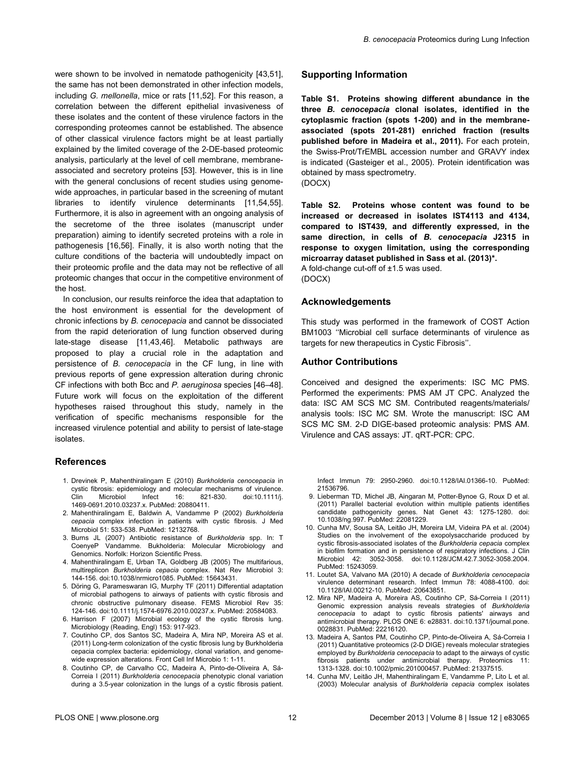were shown to be involved in nematode pathogenicity [43,51], the same has not been demonstrated in other infection models, including *G. mellonella*, mice or rats [11,52]. For this reason, a correlation between the different epithelial invasiveness of these isolates and the content of these virulence factors in the corresponding proteomes cannot be established. The absence of other classical virulence factors might be at least partially explained by the limited coverage of the 2-DE-based proteomic analysis, particularly at the level of cell membrane, membrane-associated and secretory proteins [53]. However, this is in line with the general conclusions of recent studies using genome-wide approaches, in particular based in the screening of mutant libraries to identify virulence determinants [11,54,55]. Furthermore, it is also in agreement with an ongoing analysis of the secretome of the three isolates (manuscript under preparation) aiming to identify secreted proteins with a role in pathogenesis [16,56]. Finally, it is also worth noting that the culture conditions of the bacteria will undoubtedly impact on their proteomic profile and the data may not be reflective of all proteomic changes that occur in the competitive environment of the host.

In conclusion, our results reinforce the idea that adaptation to the host environment is essential for the development of chronic infections by *B. cenocepacia* and cannot be dissociated from the rapid deterioration of lung function observed during late-stage disease [11,43,46]. Metabolic pathways are proposed to play a crucial role in the adaptation and persistence of *B. cenocepacia* in the CF lung, in line with previous reports of gene expression alteration during chronic CF infections with both Bcc and *P. aeruginosa* species [46–48]. Future work will focus on the exploitation of the different hypotheses raised throughout this study, namely in the verification of specific mechanisms responsible for the increased virulence potential and ability to persist of late-stage isolates.

## Supporting Information

**Table S1. Proteins showing different abundance in the three *B. cenocepacia* clonal isolates, identified in the cytoplasmic fraction (spots 1-200) and in the membrane-associated (spots 201-281) enriched fraction (results published before in Madeira et al., 2011).** For each protein, the Swiss-Prot/TrEMBL accession number and GRAVY index is indicated (Gasteiger et al., 2005). Protein identification was obtained by mass spectrometry.
(DOCX)

**Table S2. Proteins whose content was found to be increased or decreased in isolates IST4113 and 4134, compared to IST439, and differently expressed, in the same direction, in cells of *B. cenocepacia* J2315 in response to oxygen limitation, using the corresponding microarray dataset published in Sass et al. (2013)\*.**
A fold-change cut-off of ±1.5 was used.
(DOCX)

## Acknowledgements

This study was performed in the framework of COST Action BM1003 ''Microbial cell surface determinants of virulence as targets for new therapeutics in Cystic Fibrosis''.

## Author Contributions

Conceived and designed the experiments: ISC MC PMS. Performed the experiments: PMS AM JT CPC. Analyzed the data: ISC AM SCS MC SM. Contributed reagents/materials/analysis tools: ISC MC SM. Wrote the manuscript: ISC AM SCS MC SM. 2-D DIGE-based proteomic analysis: PMS AM. Virulence and CAS assays: JT. qRT-PCR: CPC.

## References

1. Drevinek P, Mahenthiralingam E (2010) *Burkholderia cenocepacia* in cystic fibrosis: epidemiology and molecular mechanisms of virulence. Clin Microbiol Infect 16: 821-830. doi:10.1111/j.1469-0691.2010.03237.x. PubMed: 20880411.
2. Mahenthiralingam E, Baldwin A, Vandamme P (2002) *Burkholderia cepacia* complex infection in patients with cystic fibrosis. J Med Microbiol 51: 533-538. PubMed: 12132768.
3. Burns JL (2007) Antibiotic resistance of *Burkholderia* spp. In: T CoenyeP Vandamme. Bukholderia: Molecular Microbiology and Genomics. Norfolk: Horizon Scientific Press.
4. Mahenthiralingam E, Urban TA, Goldberg JB (2005) The multifarious, multireplicon *Burkholderia cepacia* complex. Nat Rev Microbiol 3: 144-156. doi:10.1038/nrmicro1085. PubMed: 15643431.
5. Döring G, Parameswaran IG, Murphy TF (2011) Differential adaptation of microbial pathogens to airways of patients with cystic fibrosis and chronic obstructive pulmonary disease. FEMS Microbiol Rev 35: 124-146. doi:10.1111/j.1574-6976.2010.00237.x. PubMed: 20584083.
6. Harrison F (2007) Microbial ecology of the cystic fibrosis lung. Microbiology (Reading, Engl) 153: 917-923.
7. Coutinho CP, dos Santos SC, Madeira A, Mira NP, Moreira AS et al. (2011) Long-term colonization of the cystic fibrosis lung by Burkholderia cepacia complex bacteria: epidemiology, clonal variation, and genome-wide expression alterations. Front Cell Inf Microbio 1: 1-11.
8. Coutinho CP, de Carvalho CC, Madeira A, Pinto-de-Oliveira A, Sá-Correia I (2011) *Burkholderia cenocepacia* phenotypic clonal variation during a 3.5-year colonization in the lungs of a cystic fibrosis patient. Infect Immun 79: 2950-2960. doi:10.1128/IAI.01366-10. PubMed: 21536796.
9. Lieberman TD, Michel JB, Aingaran M, Potter-Bynoe G, Roux D et al. (2011) Parallel bacterial evolution within multiple patients identifies candidate pathogenicity genes. Nat Genet 43: 1275-1280. doi:10.1038/ng.997. PubMed: 22081229.
10. Cunha MV, Sousa SA, Leitão JH, Moreira LM, Videira PA et al. (2004) Studies on the involvement of the exopolysaccharide produced by cystic fibrosis-associated isolates of the *Burkholderia cepacia* complex in biofilm formation and in persistence of respiratory infections. J Clin Microbiol 42: 3052-3058. doi:10.1128/JCM.42.7.3052-3058.2004. PubMed: 15243059.
11. Loutet SA, Valvano MA (2010) A decade of *Burkholderia cenocepacia* virulence determinant research. Infect Immun 78: 4088-4100. doi:10.1128/IAI.00212-10. PubMed: 20643851.
12. Mira NP, Madeira A, Moreira AS, Coutinho CP, Sá-Correia I (2011) Genomic expression analysis reveals strategies of *Burkholderia cenocepacia* to adapt to cystic fibrosis patients' airways and antimicrobial therapy. PLOS ONE 6: e28831. doi:10.1371/journal.pone.0028831. PubMed: 22216120.
13. Madeira A, Santos PM, Coutinho CP, Pinto-de-Oliveira A, Sá-Correia I (2011) Quantitative proteomics (2-D DIGE) reveals molecular strategies employed by *Burkholderia cenocepacia* to adapt to the airways of cystic fibrosis patients under antimicrobial therapy. Proteomics 11: 1313-1328. doi:10.1002/pmic.201000457. PubMed: 21337515.
14. Cunha MV, Leitão JH, Mahenthiralingam E, Vandamme P, Lito L et al. (2003) Molecular analysis of *Burkholderia cepacia* complex isolates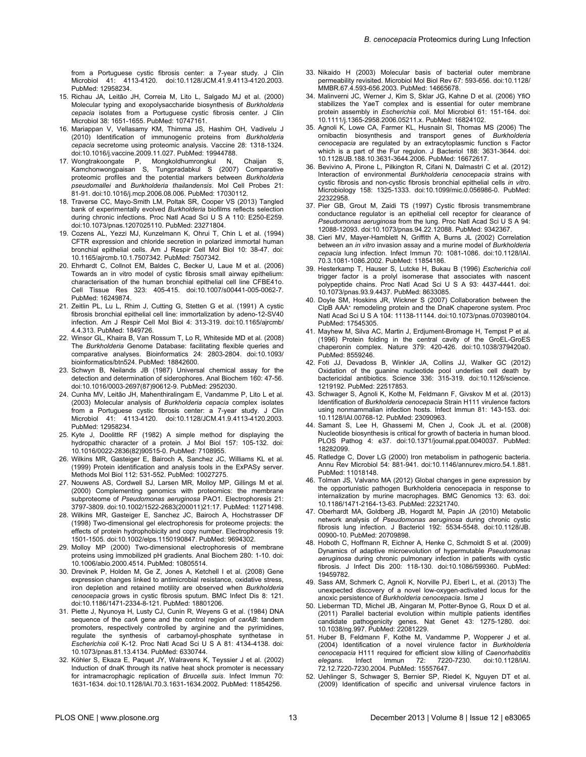from a Portuguese cystic fibrosis center: a 7-year study. J Clin Microbiol 41: 4113-4120. doi:10.1128/JCM.41.9.4113-4120.2003. PubMed: 12958234.

15. Richau JA, Leitão JH, Correia M, Lito L, Salgado MJ et al. (2000) Molecular typing and exopolysaccharide biosynthesis of *Burkholderia cepacia* isolates from a Portuguese cystic fibrosis center. J Clin Microbiol 38: 1651-1655. PubMed: 10747161.
16. Mariappan V, Vellasamy KM, Thimma JS, Hashim OH, Vadivelu J (2010) Identification of immunogenic proteins from *Burkholderia cepacia* secretome using proteomic analysis. Vaccine 28: 1318-1324. doi:10.1016/j.vaccine.2009.11.027. PubMed: 19944788.
17. Wongtrakoongate P, Mongkoldhumrongkul N, Chaijan S, Kamchonwongpaisan S, Tungpradabkul S (2007) Comparative proteomic profiles and the potential markers between *Burkholderia pseudomallei* and *Burkholderia thailandensis*. Mol Cell Probes 21: 81-91. doi:10.1016/j.mcp.2006.08.006. PubMed: 17030112.
18. Traverse CC, Mayo-Smith LM, Poltak SR, Cooper VS (2013) Tangled bank of experimentally evolved *Burkholderia* biofilms reflects selection during chronic infections. Proc Natl Acad Sci U S A 110: E250-E259. doi:10.1073/pnas.1207025110. PubMed: 23271804.
19. Cozens AL, Yezzi MJ, Kunzelmann K, Ohrui T, Chin L et al. (1994) CFTR expression and chloride secretion in polarized immortal human bronchial epithelial cells. Am J Respir Cell Mol Biol 10: 38-47. doi: 10.1165/ajrcmb.10.1.7507342. PubMed: 7507342.
20. Ehrhardt C, Collnot EM, Baldes C, Becker U, Laue M et al. (2006) Towards an in vitro model of cystic fibrosis small airway epithelium: characterisation of the human bronchial epithelial cell line CFBE41o. Cell Tissue Res 323: 405-415. doi:10.1007/s00441-005-0062-7. PubMed: 16249874.
21. Zeitlin PL, Lu L, Rhim J, Cutting G, Stetten G et al. (1991) A cystic fibrosis bronchial epithelial cell line: immortalization by adeno-12-SV40 infection. Am J Respir Cell Mol Biol 4: 313-319. doi:10.1165/ajrcmb/4.4.313. PubMed: 1849726.
22. Winsor GL, Khaira B, Van Rossum T, Lo R, Whiteside MD et al. (2008) The *Burkholderia* Genome Database: facilitating flexible queries and comparative analyses. Bioinformatics 24: 2803-2804. doi:10.1093/bioinformatics/btn524. PubMed: 18842600.
23. Schwyn B, Neilands JB (1987) Universal chemical assay for the detection and determination of siderophores. Anal Biochem 160: 47-56. doi:10.1016/0003-2697(87)90612-9. PubMed: 2952030.
24. Cunha MV, Leitão JH, Mahenthiralingam E, Vandamme P, Lito L et al. (2003) Molecular analysis of *Burkholderia cepacia* complex isolates from a Portuguese cystic fibrosis center: a 7-year study. J Clin Microbiol 41: 4113-4120. doi:10.1128/JCM.41.9.4113-4120.2003. PubMed: 12958234.
25. Kyte J, Doolittle RF (1982) A simple method for displaying the hydropathic character of a protein. J Mol Biol 157: 105-132. doi: 10.1016/0022-2836(82)90515-0. PubMed: 7108955.
26. Wilkins MR, Gasteiger E, Bairoch A, Sanchez JC, Williams KL et al. (1999) Protein identification and analysis tools in the ExPASy server. Methods Mol Biol 112: 531-552. PubMed: 10027275.
27. Nouwens AS, Cordwell SJ, Larsen MR, Molloy MP, Gillings M et al. (2000) Complementing genomics with proteomics: the membrane subproteome of *Pseudomonas aeruginosa* PAO1. Electrophoresis 21: 3797-3809. doi:10.1002/1522-2683(200011)21:17. PubMed: 11271498.
28. Wilkins MR, Gasteiger E, Sanchez JC, Bairoch A, Hochstrasser DF (1998) Two-dimensional gel electrophoresis for proteome projects: the effects of protein hydrophobicity and copy number. Electrophoresis 19: 1501-1505. doi:10.1002/elps.1150190847. PubMed: 9694302.
29. Molloy MP (2000) Two-dimensional electrophoresis of membrane proteins using immobilized pH gradients. Anal Biochem 280: 1-10. doi: 10.1006/abio.2000.4514. PubMed: 10805514.
30. Drevinek P, Holden M, Ge Z, Jones A, Ketchell I et al. (2008) Gene expression changes linked to antimicrobial resistance, oxidative stress, iron depletion and retained motility are observed when *Burkholderia cenocepacia* grows in cystic fibrosis sputum. BMC Infect Dis 8: 121. doi:10.1186/1471-2334-8-121. PubMed: 18801206.
31. Piette J, Nyunoya H, Lusty CJ, Cunin R, Weyens G et al. (1984) DNA sequence of the *carA* gene and the control region of *carAB*: tandem promoters, respectively controlled by arginine and the pyrimidines, regulate the synthesis of carbamoyl-phosphate synthetase in *Escherichia coli* K-12. Proc Natl Acad Sci U S A 81: 4134-4138. doi: 10.1073/pnas.81.13.4134. PubMed: 6330744.
32. Köhler S, Ekaza E, Paquet JY, Walravens K, Teyssier J et al. (2002) Induction of dnaK through its native heat shock promoter is necessary for intramacrophagic replication of *Brucella suis*. Infect Immun 70: 1631-1634. doi:10.1128/IAI.70.3.1631-1634.2002. PubMed: 11854256.
33. Nikaido H (2003) Molecular basis of bacterial outer membrane permeability revisited. Microbiol Mol Biol Rev 67: 593-656. doi:10.1128/MMBR.67.4.593-656.2003. PubMed: 14665678.
34. Malinverni JC, Werner J, Kim S, Sklar JG, Kahne D et al. (2006) YfiO stabilizes the YaeT complex and is essential for outer membrane protein assembly in *Escherichia coli*. Mol Microbiol 61: 151-164. doi: 10.1111/j.1365-2958.2006.05211.x. PubMed: 16824102.
35. Agnoli K, Lowe CA, Farmer KL, Husnain SI, Thomas MS (2006) The ornibactin biosynthesis and transport genes of *Burkholderia cenocepacia* are regulated by an extracytoplasmic function s Factor which is a part of the Fur regulon. J Bacteriol 188: 3631-3644. doi: 10.1128/JB.188.10.3631-3644.2006. PubMed: 16672617.
36. Bevivino A, Pirone L, Pilkington R, Cifani N, Dalmastri C et al. (2012) Interaction of environmental *Burkholderia cenocepacia* strains with cystic fibrosis and non-cystic fibrosis bronchial epithelial cells *in vitro*. Microbiology 158: 1325-1333. doi:10.1099/mic.0.056986-0. PubMed: 22322958.
37. Pier GB, Grout M, Zaidi TS (1997) Cystic fibrosis transmembrane conductance regulator is an epithelial cell receptor for clearance of *Pseudomonas aeruginosa* from the lung. Proc Natl Acad Sci U S A 94: 12088-12093. doi:10.1073/pnas.94.22.12088. PubMed: 9342367.
38. Cieri MV, Mayer-Hamblett N, Griffith A, Burns JL (2002) Correlation between an *in vitro* invasion assay and a murine model of *Burkholderia cepacia* lung infection. Infect Immun 70: 1081-1086. doi:10.1128/IAI.70.3.1081-1086.2002. PubMed: 11854186.
39. Hesterkamp T, Hauser S, Lutcke H, Bukau B (1996) *Escherichia coli* trigger factor is a prolyl isomerase that associates with nascent polypeptide chains. Proc Natl Acad Sci U S A 93: 4437-4441. doi: 10.1073/pnas.93.9.4437. PubMed: 8633085.
40. Doyle SM, Hoskins JR, Wickner S (2007) Collaboration between the ClpB AAA+ remodeling protein and the DnaK chaperone system. Proc Natl Acad Sci U S A 104: 11138-11144. doi:10.1073/pnas.0703980104. PubMed: 17545305.
41. Mayhew M, Silva AC, Martin J, Erdjument-Bromage H, Tempst P et al. (1996) Protein folding in the central cavity of the GroEL-GroES chaperonin complex. Nature 379: 420-426. doi:10.1038/379420a0. PubMed: 8559246.
42. Foti JJ, Devadoss B, Winkler JA, Collins JJ, Walker GC (2012) Oxidation of the guanine nucleotide pool underlies cell death by bactericidal antibiotics. Science 336: 315-319. doi:10.1126/science.1219192. PubMed: 22517853.
43. Schwager S, Agnoli K, Kothe M, Feldmann F, Givskov M et al. (2013) Identification of *Burkholderia cenocepacia* Strain H111 virulence factors using nonmammalian infection hosts. Infect Immun 81: 143-153. doi: 10.1128/IAI.00768-12. PubMed: 23090963.
44. Samant S, Lee H, Ghassemi M, Chen J, Cook JL et al. (2008) Nucleotide biosynthesis is critical for growth of bacteria in human blood. PLOS Pathog 4: e37. doi:10.1371/journal.ppat.0040037. PubMed: 18282099.
45. Ratledge C, Dover LG (2000) Iron metabolism in pathogenic bacteria. Annu Rev Microbiol 54: 881-941. doi:10.1146/annurev.micro.54.1.881. PubMed: 11018148.
46. Tolman JS, Valvano MA (2012) Global changes in gene expression by the opportunistic pathogen Burkholderia cenocepacia in response to internalization by murine macrophages. BMC Genomics 13: 63. doi: 10.1186/1471-2164-13-63. PubMed: 22321740.
47. Oberhardt MA, Goldberg JB, Hogardt M, Papin JA (2010) Metabolic network analysis of *Pseudomonas aeruginosa* during chronic cystic fibrosis lung infection. J Bacteriol 192: 5534-5548. doi:10.1128/JB.00900-10. PubMed: 20709898.
48. Hoboth C, Hoffmann R, Eichner A, Henke C, Schmoldt S et al. (2009) Dynamics of adaptive microevolution of hypermutable *Pseudomonas aeruginosa* during chronic pulmonary infection in patients with cystic fibrosis. J Infect Dis 200: 118-130. doi:10.1086/599360. PubMed: 19459782.
49. Sass AM, Schmerk C, Agnoli K, Norville PJ, Eberl L, et al. (2013) The unexpected discovery of a novel low-oxygen-activated locus for the anoxic persistence of *Burkholderia cenocepacia*. Isme J
50. Lieberman TD, Michel JB, Aingaran M, Potter-Bynoe G, Roux D et al. (2011) Parallel bacterial evolution within multiple patients identifies candidate pathogenicity genes. Nat Genet 43: 1275-1280. doi: 10.1038/ng.997. PubMed: 22081229.
51. Huber B, Feldmann F, Kothe M, Vandamme P, Wopperer J et al. (2004) Identification of a novel virulence factor in *Burkholderia cenocepacia* H111 required for efficient slow killing of *Caenorhabditis elegans*. Infect Immun 72: 7220-7230. doi:10.1128/IAI.72.12.7220-7230.2004. PubMed: 15557647.
52. Uehlinger S, Schwager S, Bernier SP, Riedel K, Nguyen DT et al. (2009) Identification of specific and universal virulence factors in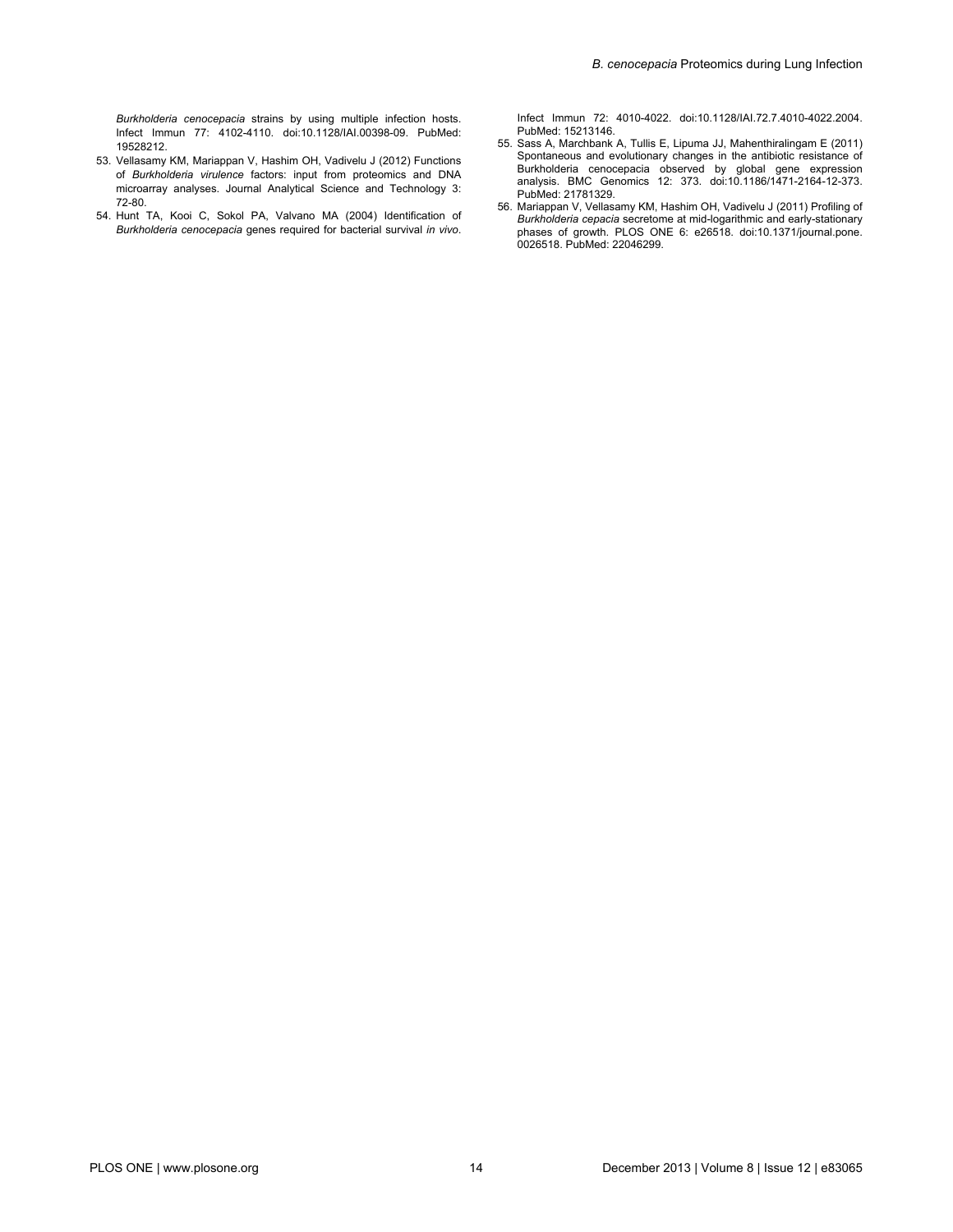*Burkholderia cenocepacia* strains by using multiple infection hosts. Infect Immun 77: 4102-4110. doi:10.1128/IAI.00398-09. PubMed: 19528212.

53. Vellasamy KM, Mariappan V, Hashim OH, Vadivelu J (2012) Functions of *Burkholderia virulence* factors: input from proteomics and DNA microarray analyses. Journal Analytical Science and Technology 3: 72-80.
54. Hunt TA, Kooi C, Sokol PA, Valvano MA (2004) Identification of *Burkholderia cenocepacia* genes required for bacterial survival *in vivo*. Infect Immun 72: 4010-4022. doi:10.1128/IAI.72.7.4010-4022.2004. PubMed: 15213146.
55. Sass A, Marchbank A, Tullis E, Lipuma JJ, Mahenthiralingam E (2011) Spontaneous and evolutionary changes in the antibiotic resistance of Burkholderia cenocepacia observed by global gene expression analysis. BMC Genomics 12: 373. doi:10.1186/1471-2164-12-373. PubMed: 21781329.
56. Mariappan V, Vellasamy KM, Hashim OH, Vadivelu J (2011) Profiling of *Burkholderia cepacia* secretome at mid-logarithmic and early-stationary phases of growth. PLOS ONE 6: e26518. doi:10.1371/journal.pone.0026518. PubMed: 22046299.